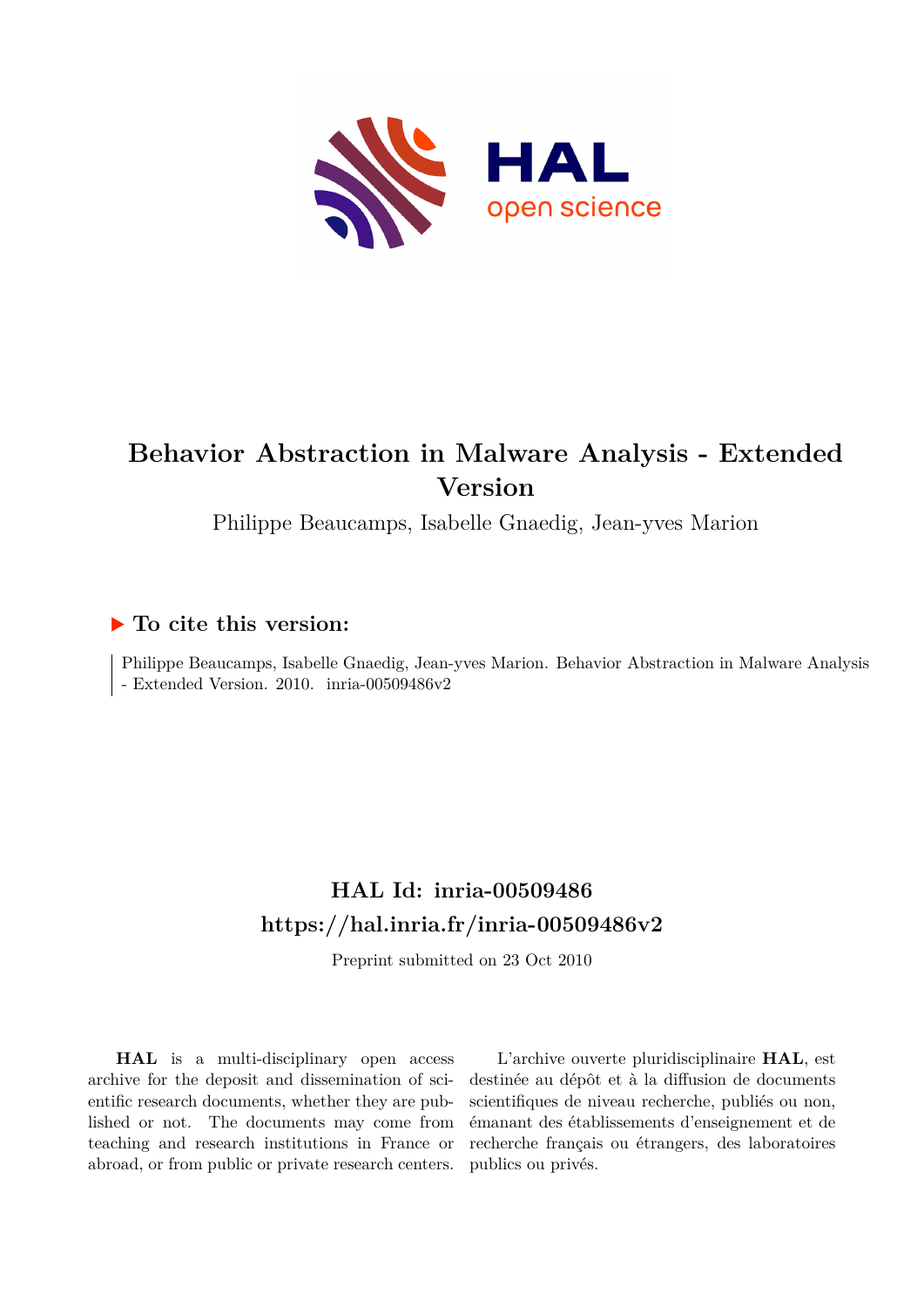# Behavior Abstraction in Malware Analysis - Extended Version

Philippe Beaucamps, Isabelle Gnaedig, Jean-yves Marion

## ▶ To cite this version:

Philippe Beaucamps, Isabelle Gnaedig, Jean-yves Marion. Behavior Abstraction in Malware Analysis - Extended Version. 2010. inria-00509486v2

## HAL Id: inria-00509486

## https://hal.inria.fr/inria-00509486v2

Preprint submitted on 23 Oct 2010

**HAL** is a multi-disciplinary open access archive for the deposit and dissemination of scientific research documents, whether they are published or not. The documents may come from teaching and research institutions in France or abroad, or from public or private research centers.

L'archive ouverte pluridisciplinaire **HAL**, est destinée au dépôt et à la diffusion de documents scientifiques de niveau recherche, publiés ou non, émanant des établissements d'enseignement et de recherche français ou étrangers, des laboratoires publics ou privés.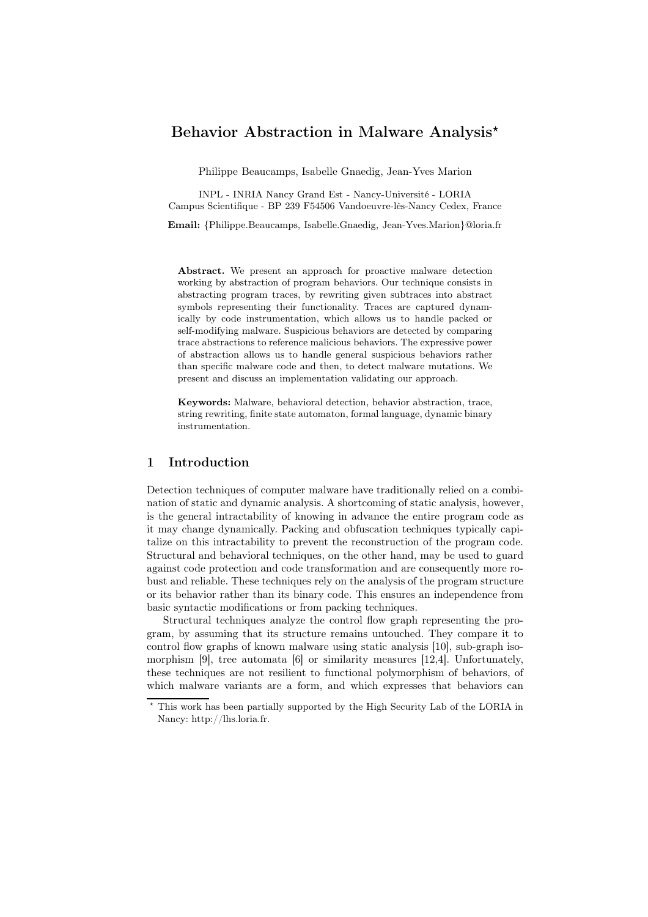# Behavior Abstraction in Malware Analysis*

Philippe Beaucamps, Isabelle Gnaedig, Jean-Yves Marion

INPL - INRIA Nancy Grand Est - Nancy-Université - LORIA
Campus Scientifique - BP 239 F54506 Vandoeuvre-lès-Nancy Cedex, France

**Email:** {Philippe.Beaucamps, Isabelle.Gnaedig, Jean-Yves.Marion}@loria.fr

**Abstract.** We present an approach for proactive malware detection working by abstraction of program behaviors. Our technique consists in abstracting program traces, by rewriting given subtraces into abstract symbols representing their functionality. Traces are captured dynamically by code instrumentation, which allows us to handle packed or self-modifying malware. Suspicious behaviors are detected by comparing trace abstractions to reference malicious behaviors. The expressive power of abstraction allows us to handle general suspicious behaviors rather than specific malware code and then, to detect malware mutations. We present and discuss an implementation validating our approach.

**Keywords:** Malware, behavioral detection, behavior abstraction, trace, string rewriting, finite state automaton, formal language, dynamic binary instrumentation.

## 1 Introduction

Detection techniques of computer malware have traditionally relied on a combination of static and dynamic analysis. A shortcoming of static analysis, however, is the general intractability of knowing in advance the entire program code as it may change dynamically. Packing and obfuscation techniques typically capitalize on this intractability to prevent the reconstruction of the program code. Structural and behavioral techniques, on the other hand, may be used to guard against code protection and code transformation and are consequently more robust and reliable. These techniques rely on the analysis of the program structure or its behavior rather than its binary code. This ensures an independence from basic syntactic modifications or from packing techniques.

Structural techniques analyze the control flow graph representing the program, by assuming that its structure remains untouched. They compare it to control flow graphs of known malware using static analysis [10], sub-graph isomorphism [9], tree automata [6] or similarity measures [12,4]. Unfortunately, these techniques are not resilient to functional polymorphism of behaviors, of which malware variants are a form, and which expresses that behaviors can

* This work has been partially supported by the High Security Lab of the LORIA in Nancy: http://lhs.loria.fr.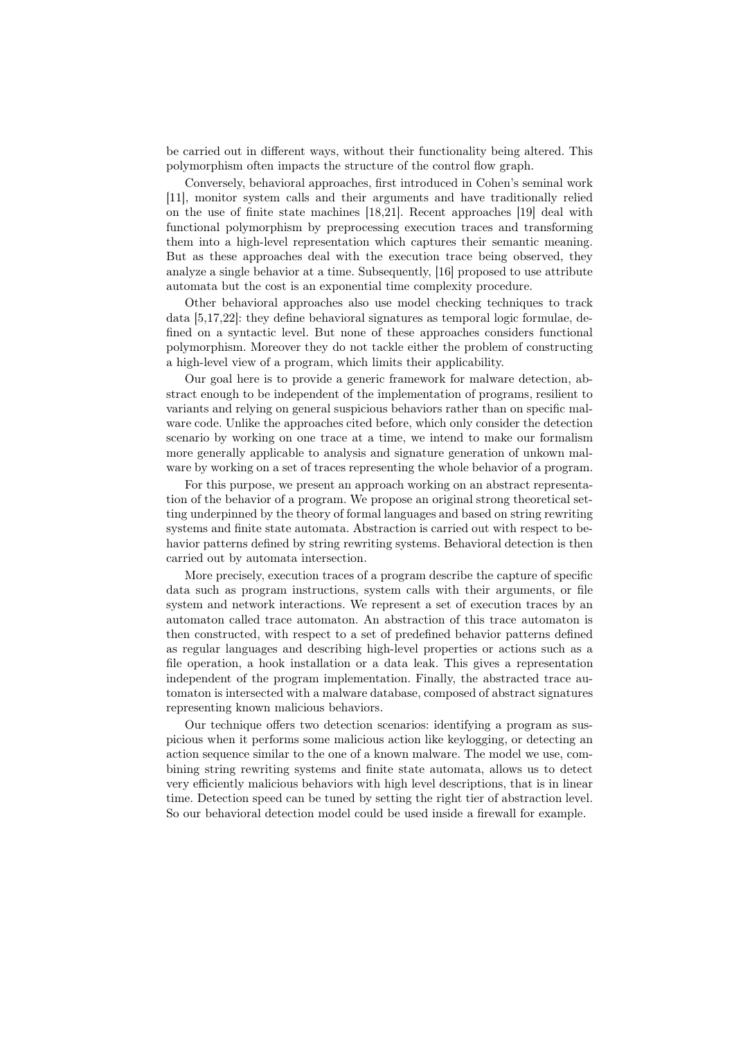be carried out in different ways, without their functionality being altered. This polymorphism often impacts the structure of the control flow graph.

Conversely, behavioral approaches, first introduced in Cohen's seminal work [11], monitor system calls and their arguments and have traditionally relied on the use of finite state machines [18,21]. Recent approaches [19] deal with functional polymorphism by preprocessing execution traces and transforming them into a high-level representation which captures their semantic meaning. But as these approaches deal with the execution trace being observed, they analyze a single behavior at a time. Subsequently, [16] proposed to use attribute automata but the cost is an exponential time complexity procedure.

Other behavioral approaches also use model checking techniques to track data [5,17,22]: they define behavioral signatures as temporal logic formulae, defined on a syntactic level. But none of these approaches considers functional polymorphism. Moreover they do not tackle either the problem of constructing a high-level view of a program, which limits their applicability.

Our goal here is to provide a generic framework for malware detection, abstract enough to be independent of the implementation of programs, resilient to variants and relying on general suspicious behaviors rather than on specific malware code. Unlike the approaches cited before, which only consider the detection scenario by working on one trace at a time, we intend to make our formalism more generally applicable to analysis and signature generation of unkown malware by working on a set of traces representing the whole behavior of a program.

For this purpose, we present an approach working on an abstract representation of the behavior of a program. We propose an original strong theoretical setting underpinned by the theory of formal languages and based on string rewriting systems and finite state automata. Abstraction is carried out with respect to behavior patterns defined by string rewriting systems. Behavioral detection is then carried out by automata intersection.

More precisely, execution traces of a program describe the capture of specific data such as program instructions, system calls with their arguments, or file system and network interactions. We represent a set of execution traces by an automaton called trace automaton. An abstraction of this trace automaton is then constructed, with respect to a set of predefined behavior patterns defined as regular languages and describing high-level properties or actions such as a file operation, a hook installation or a data leak. This gives a representation independent of the program implementation. Finally, the abstracted trace automaton is intersected with a malware database, composed of abstract signatures representing known malicious behaviors.

Our technique offers two detection scenarios: identifying a program as suspicious when it performs some malicious action like keylogging, or detecting an action sequence similar to the one of a known malware. The model we use, combining string rewriting systems and finite state automata, allows us to detect very efficiently malicious behaviors with high level descriptions, that is in linear time. Detection speed can be tuned by setting the right tier of abstraction level. So our behavioral detection model could be used inside a firewall for example.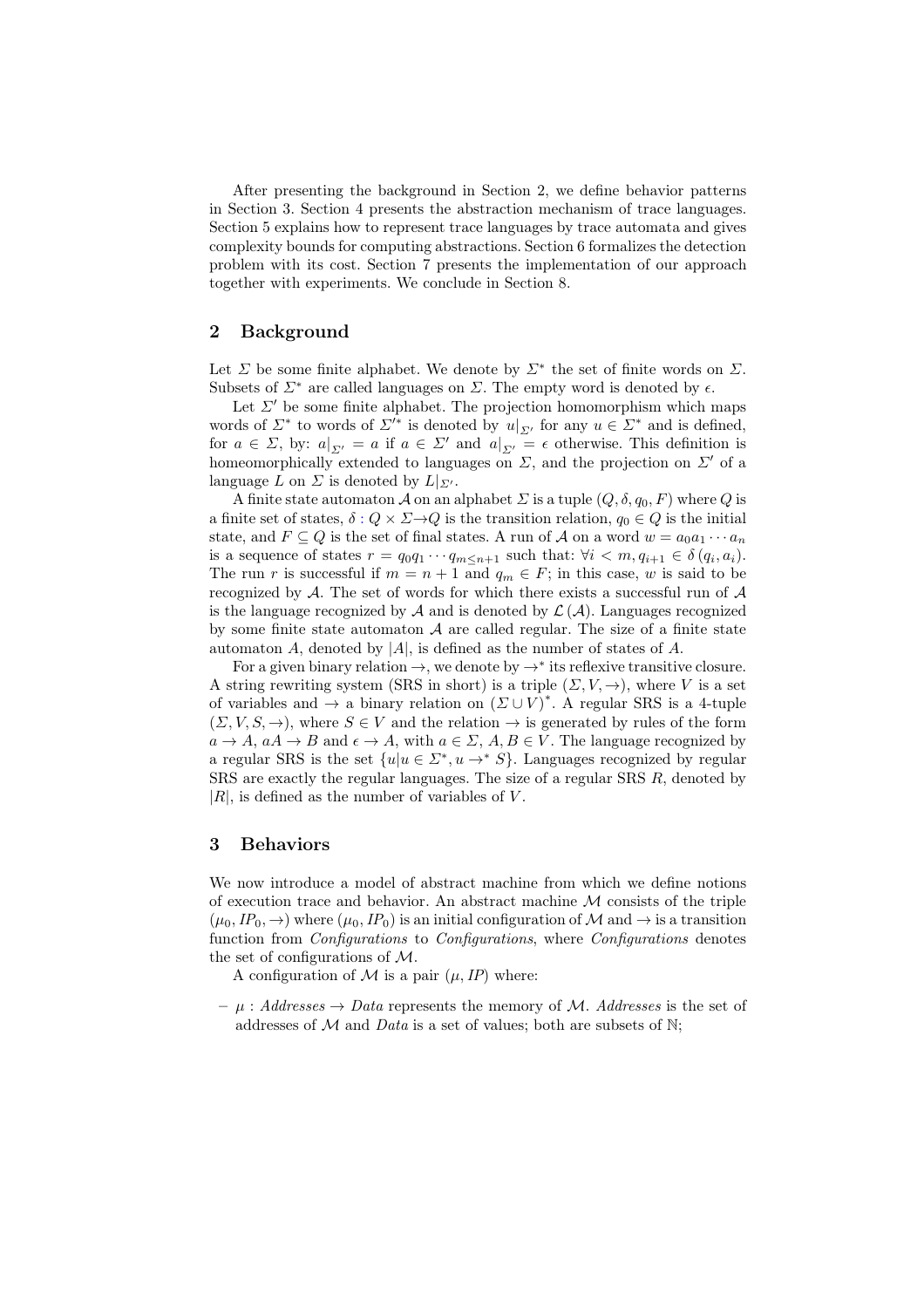After presenting the background in Section 2, we define behavior patterns in Section 3. Section 4 presents the abstraction mechanism of trace languages. Section 5 explains how to represent trace languages by trace automata and gives complexity bounds for computing abstractions. Section 6 formalizes the detection problem with its cost. Section 7 presents the implementation of our approach together with experiments. We conclude in Section 8.

## 2 Background

Let $\Sigma$ be some finite alphabet. We denote by $\Sigma^*$ the set of finite words on $\Sigma$. Subsets of $\Sigma^*$ are called languages on $\Sigma$. The empty word is denoted by $\epsilon$.

Let $\Sigma'$ be some finite alphabet. The projection homomorphism which maps words of $\Sigma^*$ to words of $\Sigma'^*$ is denoted by $u|_{\Sigma'}$ for any $u \in \Sigma^*$ and is defined, for $a \in \Sigma$, by: $a|_{\Sigma'} = a$ if $a \in \Sigma'$ and $a|_{\Sigma'} = \epsilon$ otherwise. This definition is homeomorphically extended to languages on $\Sigma$, and the projection on $\Sigma'$ of a language $L$ on $\Sigma$ is denoted by $L|_{\Sigma'}$.

A finite state automaton $\mathcal{A}$ on an alphabet $\Sigma$ is a tuple $(Q, \delta, q_0, F)$ where $Q$ is a finite set of states, $\delta : Q \times \Sigma \to Q$ is the transition relation, $q_0 \in Q$ is the initial state, and $F \subseteq Q$ is the set of final states. A run of $\mathcal{A}$ on a word $w = a_0 a_1 \cdots a_n$ is a sequence of states $r = q_0 q_1 \cdots q_{m \leq n+1}$ such that: $\forall i < m, q_{i+1} \in \delta(q_i, a_i)$. The run $r$ is successful if $m = n + 1$ and $q_m \in F$; in this case, $w$ is said to be recognized by $\mathcal{A}$. The set of words for which there exists a successful run of $\mathcal{A}$ is the language recognized by $\mathcal{A}$ and is denoted by $\mathcal{L}(\mathcal{A})$. Languages recognized by some finite state automaton $\mathcal{A}$ are called regular. The size of a finite state automaton $A$, denoted by $|A|$, is defined as the number of states of $A$.

For a given binary relation $\to$, we denote by $\to^*$ its reflexive transitive closure. A string rewriting system (SRS in short) is a triple $(\Sigma, V, \to)$, where $V$ is a set of variables and $\to$ a binary relation on $(\Sigma \cup V)^*$. A regular SRS is a 4-tuple $(\Sigma, V, S, \to)$, where $S \in V$ and the relation $\to$ is generated by rules of the form $a \to A$, $aA \to B$ and $\epsilon \to A$, with $a \in \Sigma$, $A, B \in V$. The language recognized by a regular SRS is the set $\{u | u \in \Sigma^*, u \to^* S\}$. Languages recognized by regular SRS are exactly the regular languages. The size of a regular SRS $R$, denoted by $|R|$, is defined as the number of variables of $V$.

## 3 Behaviors

We now introduce a model of abstract machine from which we define notions of execution trace and behavior. An abstract machine $\mathcal{M}$ consists of the triple $(\mu_0, IP_0, \to)$ where $(\mu_0, IP_0)$ is an initial configuration of $\mathcal{M}$ and $\to$ is a transition function from *Configurations* to *Configurations*, where *Configurations* denotes the set of configurations of $\mathcal{M}$.

A configuration of $\mathcal{M}$ is a pair $(\mu, IP)$ where:

- $\mu$ : *Addresses* $\to$ *Data* represents the memory of $\mathcal{M}$. *Addresses* is the set of addresses of $\mathcal{M}$ and *Data* is a set of values; both are subsets of $\mathbb{N}$;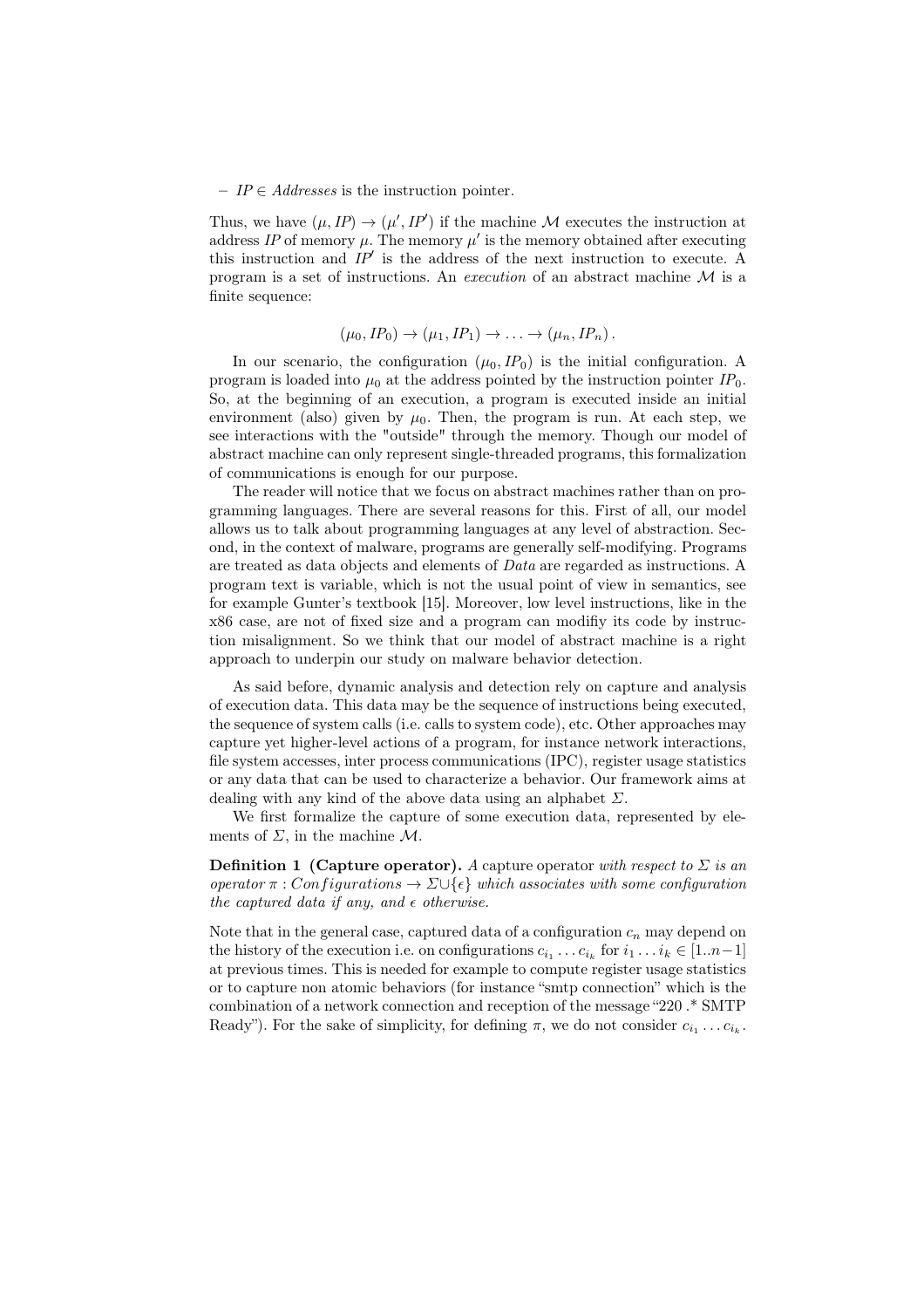– $IP \in Addresses$ is the instruction pointer.

Thus, we have $(\mu, IP) \to (\mu', IP')$ if the machine $\mathcal{M}$ executes the instruction at address $IP$ of memory $\mu$. The memory $\mu'$ is the memory obtained after executing this instruction and $IP'$ is the address of the next instruction to execute. A program is a set of instructions. An *execution* of an abstract machine $\mathcal{M}$ is a finite sequence:

$$(\mu_0, IP_0) \to (\mu_1, IP_1) \to \ldots \to (\mu_n, IP_n)\,.$$

In our scenario, the configuration $(\mu_0, IP_0)$ is the initial configuration. A program is loaded into $\mu_0$ at the address pointed by the instruction pointer $IP_0$. So, at the beginning of an execution, a program is executed inside an initial environment (also) given by $\mu_0$. Then, the program is run. At each step, we see interactions with the "outside" through the memory. Though our model of abstract machine can only represent single-threaded programs, this formalization of communications is enough for our purpose.

The reader will notice that we focus on abstract machines rather than on programming languages. There are several reasons for this. First of all, our model allows us to talk about programming languages at any level of abstraction. Second, in the context of malware, programs are generally self-modifying. Programs are treated as data objects and elements of *Data* are regarded as instructions. A program text is variable, which is not the usual point of view in semantics, see for example Gunter's textbook [15]. Moreover, low level instructions, like in the x86 case, are not of fixed size and a program can modifiy its code by instruction misalignment. So we think that our model of abstract machine is a right approach to underpin our study on malware behavior detection.

As said before, dynamic analysis and detection rely on capture and analysis of execution data. This data may be the sequence of instructions being executed, the sequence of system calls (i.e. calls to system code), etc. Other approaches may capture yet higher-level actions of a program, for instance network interactions, file system accesses, inter process communications (IPC), register usage statistics or any data that can be used to characterize a behavior. Our framework aims at dealing with any kind of the above data using an alphabet $\Sigma$.

We first formalize the capture of some execution data, represented by elements of $\Sigma$, in the machine $\mathcal{M}$.

**Definition 1 (Capture operator).** *A* capture operator *with respect to $\Sigma$ is an operator $\pi : Configurations \to \Sigma \cup \{\epsilon\}$ which associates with some configuration the captured data if any, and $\epsilon$ otherwise.*

Note that in the general case, captured data of a configuration $c_n$ may depend on the history of the execution i.e. on configurations $c_{i_1} \ldots c_{i_k}$ for $i_1 \ldots i_k \in [1..n-1]$ at previous times. This is needed for example to compute register usage statistics or to capture non atomic behaviors (for instance "smtp connection" which is the combination of a network connection and reception of the message "220 .* SMTP Ready"). For the sake of simplicity, for defining $\pi$, we do not consider $c_{i_1} \ldots c_{i_k}$.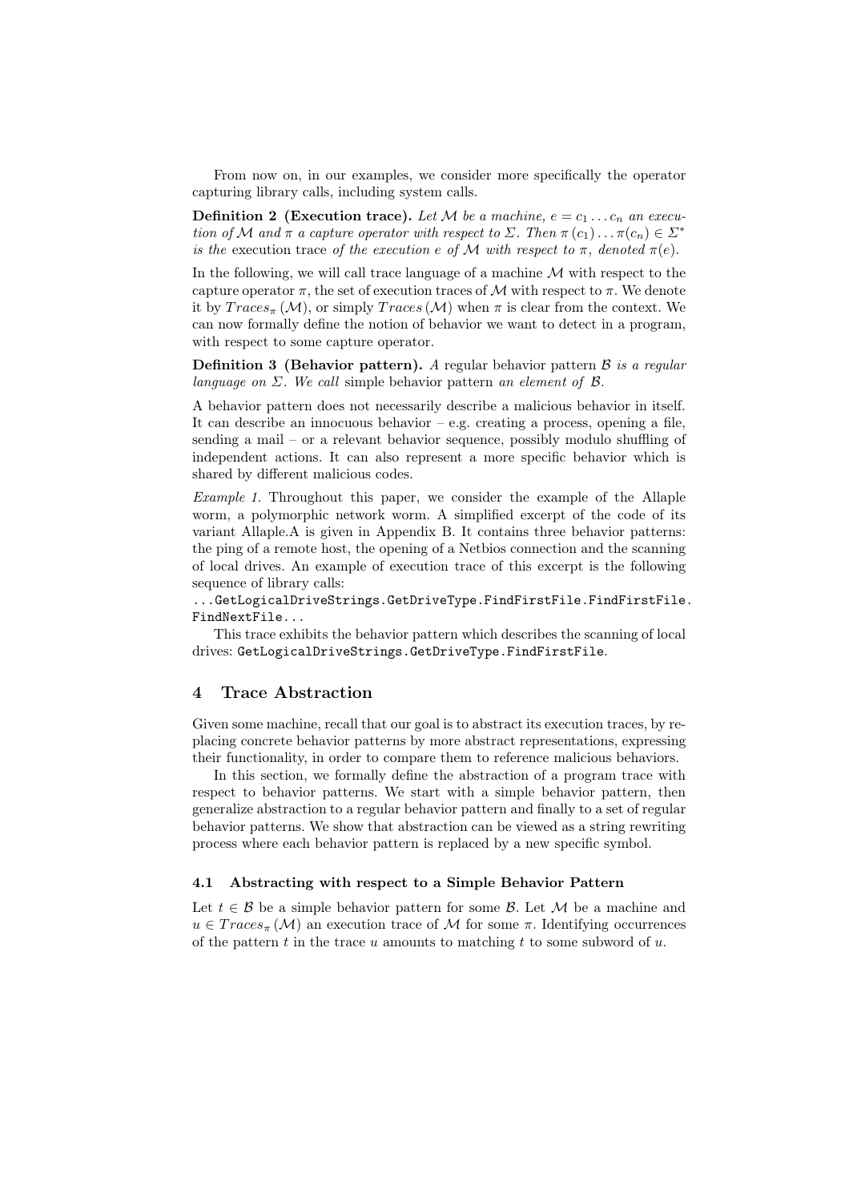From now on, in our examples, we consider more specifically the operator capturing library calls, including system calls.

**Definition 2 (Execution trace).** *Let $\mathcal{M}$ be a machine, $e = c_1 \dots c_n$ an execution of $\mathcal{M}$ and $\pi$ a capture operator with respect to $\Sigma$. Then $\pi(c_1) \dots \pi(c_n) \in \Sigma^*$ is the* execution trace *of the execution $e$ of $\mathcal{M}$ with respect to $\pi$, denoted $\pi(e)$.*

In the following, we will call trace language of a machine $\mathcal{M}$ with respect to the capture operator $\pi$, the set of execution traces of $\mathcal{M}$ with respect to $\pi$. We denote it by $Traces_\pi(\mathcal{M})$, or simply $Traces(\mathcal{M})$ when $\pi$ is clear from the context. We can now formally define the notion of behavior we want to detect in a program, with respect to some capture operator.

**Definition 3 (Behavior pattern).** *A regular* behavior pattern *$\mathcal{B}$ is a regular language on $\Sigma$. We call* simple behavior pattern *an element of $\mathcal{B}$.*

A behavior pattern does not necessarily describe a malicious behavior in itself. It can describe an innocuous behavior – e.g. creating a process, opening a file, sending a mail – or a relevant behavior sequence, possibly modulo shuffling of independent actions. It can also represent a more specific behavior which is shared by different malicious codes.

*Example 1.* Throughout this paper, we consider the example of the Allaple worm, a polymorphic network worm. A simplified excerpt of the code of its variant Allaple.A is given in Appendix B. It contains three behavior patterns: the ping of a remote host, the opening of a Netbios connection and the scanning of local drives. An example of execution trace of this excerpt is the following sequence of library calls:

`...GetLogicalDriveStrings.GetDriveType.FindFirstFile.FindFirstFile.FindNextFile...`

This trace exhibits the behavior pattern which describes the scanning of local drives: `GetLogicalDriveStrings.GetDriveType.FindFirstFile`.

## 4 Trace Abstraction

Given some machine, recall that our goal is to abstract its execution traces, by replacing concrete behavior patterns by more abstract representations, expressing their functionality, in order to compare them to reference malicious behaviors.

In this section, we formally define the abstraction of a program trace with respect to behavior patterns. We start with a simple behavior pattern, then generalize abstraction to a regular behavior pattern and finally to a set of regular behavior patterns. We show that abstraction can be viewed as a string rewriting process where each behavior pattern is replaced by a new specific symbol.

### 4.1 Abstracting with respect to a Simple Behavior Pattern

Let $t \in \mathcal{B}$ be a simple behavior pattern for some $\mathcal{B}$. Let $\mathcal{M}$ be a machine and $u \in Traces_\pi(\mathcal{M})$ an execution trace of $\mathcal{M}$ for some $\pi$. Identifying occurrences of the pattern $t$ in the trace $u$ amounts to matching $t$ to some subword of $u$.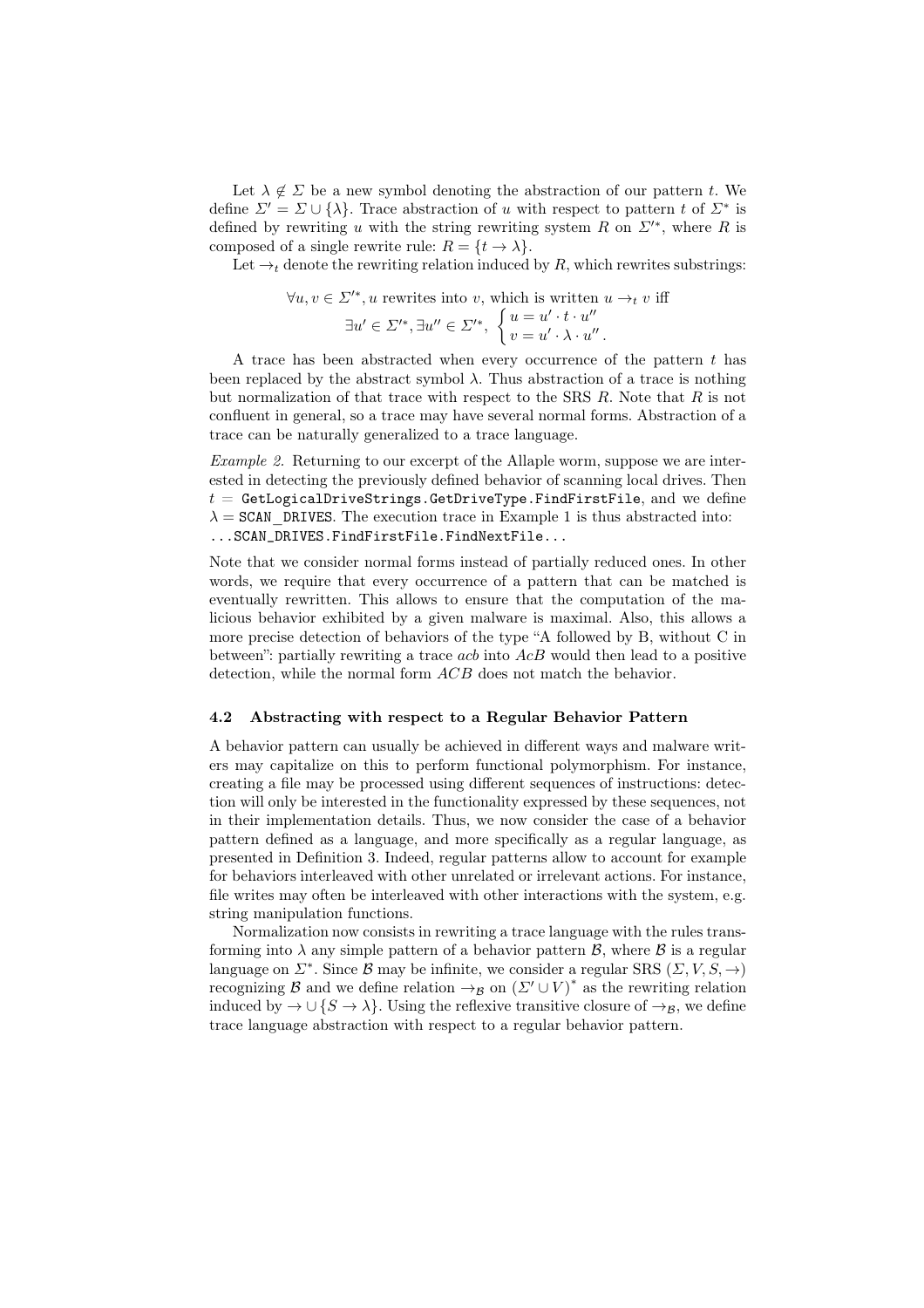Let $\lambda \notin \Sigma$ be a new symbol denoting the abstraction of our pattern $t$. We define $\Sigma' = \Sigma \cup \{\lambda\}$. Trace abstraction of $u$ with respect to pattern $t$ of $\Sigma^*$ is defined by rewriting $u$ with the string rewriting system $R$ on $\Sigma'^*$, where $R$ is composed of a single rewrite rule: $R = \{t \to \lambda\}$.

Let $\to_t$ denote the rewriting relation induced by $R$, which rewrites substrings:

$$\forall u, v \in \Sigma'^*, u \text{ rewrites into } v \text{, which is written } u \to_t v \text{ iff}$$
$$\exists u' \in \Sigma'^*, \exists u'' \in \Sigma'^*, \begin{cases} u = u' \cdot t \cdot u'' \\ v = u' \cdot \lambda \cdot u'' . \end{cases}$$

A trace has been abstracted when every occurrence of the pattern $t$ has been replaced by the abstract symbol $\lambda$. Thus abstraction of a trace is nothing but normalization of that trace with respect to the SRS $R$. Note that $R$ is not confluent in general, so a trace may have several normal forms. Abstraction of a trace can be naturally generalized to a trace language.

*Example 2.* Returning to our excerpt of the Allaple worm, suppose we are interested in detecting the previously defined behavior of scanning local drives. Then $t =$ `GetLogicalDriveStrings.GetDriveType.FindFirstFile`, and we define $\lambda =$ `SCAN_DRIVES`. The execution trace in Example 1 is thus abstracted into:
`...SCAN_DRIVES.FindFirstFile.FindNextFile...`

Note that we consider normal forms instead of partially reduced ones. In other words, we require that every occurrence of a pattern that can be matched is eventually rewritten. This allows to ensure that the computation of the malicious behavior exhibited by a given malware is maximal. Also, this allows a more precise detection of behaviors of the type "A followed by B, without C in between": partially rewriting a trace $acb$ into $AcB$ would then lead to a positive detection, while the normal form $ACB$ does not match the behavior.

### 4.2 Abstracting with respect to a Regular Behavior Pattern

A behavior pattern can usually be achieved in different ways and malware writers may capitalize on this to perform functional polymorphism. For instance, creating a file may be processed using different sequences of instructions: detection will only be interested in the functionality expressed by these sequences, not in their implementation details. Thus, we now consider the case of a behavior pattern defined as a language, and more specifically as a regular language, as presented in Definition 3. Indeed, regular patterns allow to account for example for behaviors interleaved with other unrelated or irrelevant actions. For instance, file writes may often be interleaved with other interactions with the system, e.g. string manipulation functions.

Normalization now consists in rewriting a trace language with the rules transforming into $\lambda$ any simple pattern of a behavior pattern $\mathcal{B}$, where $\mathcal{B}$ is a regular language on $\Sigma^*$. Since $\mathcal{B}$ may be infinite, we consider a regular SRS $(\Sigma, V, S, \to)$ recognizing $\mathcal{B}$ and we define relation $\to_{\mathcal{B}}$ on $(\Sigma' \cup V)^*$ as the rewriting relation induced by $\to \cup \{S \to \lambda\}$. Using the reflexive transitive closure of $\to_{\mathcal{B}}$, we define trace language abstraction with respect to a regular behavior pattern.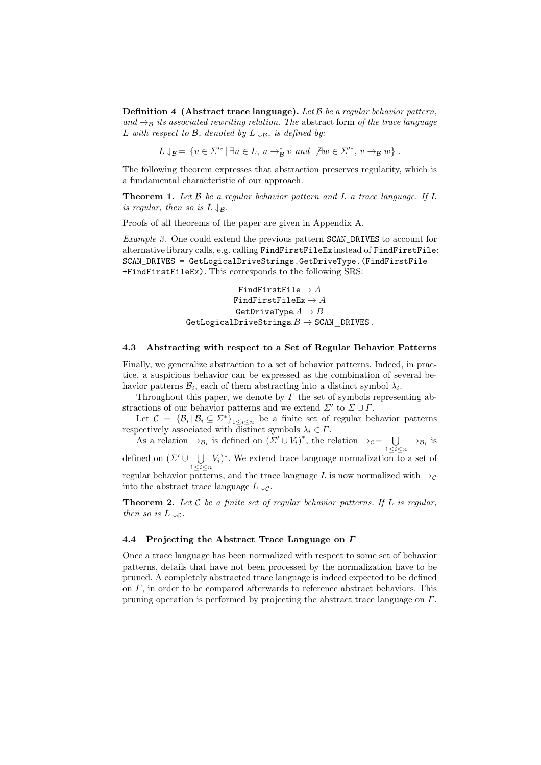**Definition 4 (Abstract trace language).** *Let $\mathcal{B}$ be a regular behavior pattern, and $\rightarrow_{\mathcal{B}}$ its associated rewriting relation. The* abstract form *of the trace language $L$ with respect to $\mathcal{B}$, denoted by $L\downarrow_{\mathcal{B}}$, is defined by:*

$$L\downarrow_{\mathcal{B}} = \{v \in \Sigma'^* \mid \exists u \in L,\ u \rightarrow_{\mathcal{B}}^* v \text{ and } \nexists w \in \Sigma'^*,\ v \rightarrow_{\mathcal{B}} w\}\ .$$

The following theorem expresses that abstraction preserves regularity, which is a fundamental characteristic of our approach.

**Theorem 1.** *Let $\mathcal{B}$ be a regular behavior pattern and $L$ a trace language. If $L$ is regular, then so is $L\downarrow_{\mathcal{B}}$.*

Proofs of all theorems of the paper are given in Appendix A.

*Example 3.* One could extend the previous pattern `SCAN_DRIVES` to account for alternative library calls, e.g. calling `FindFirstFileEx` instead of `FindFirstFile`: `SCAN_DRIVES = GetLogicalDriveStrings.GetDriveType.(FindFirstFile +FindFirstFileEx)`. This corresponds to the following SRS:

$$\begin{aligned}
\texttt{FindFirstFile} &\rightarrow A \\
\texttt{FindFirstFileEx} &\rightarrow A \\
\texttt{GetDriveType}.A &\rightarrow B \\
\texttt{GetLogicalDriveStrings}.B &\rightarrow \texttt{SCAN\_DRIVES}\,.
\end{aligned}$$

### 4.3 Abstracting with respect to a Set of Regular Behavior Patterns

Finally, we generalize abstraction to a set of behavior patterns. Indeed, in practice, a suspicious behavior can be expressed as the combination of several behavior patterns $\mathcal{B}_i$, each of them abstracting into a distinct symbol $\lambda_i$.

Throughout this paper, we denote by $\Gamma$ the set of symbols representing abstractions of our behavior patterns and we extend $\Sigma'$ to $\Sigma \cup \Gamma$.

Let $\mathcal{C} = \{\mathcal{B}_i \mid \mathcal{B}_i \subseteq \Sigma^*\}_{1\leq i\leq n}$ be a finite set of regular behavior patterns respectively associated with distinct symbols $\lambda_i \in \Gamma$.

As a relation $\rightarrow_{\mathcal{B}_i}$ is defined on $(\Sigma' \cup V_i)^*$, the relation $\rightarrow_{\mathcal{C}} = \bigcup_{1\leq i\leq n} \rightarrow_{\mathcal{B}_i}$ is defined on $(\Sigma' \cup \bigcup_{1\leq i\leq n} V_i)^*$. We extend trace language normalization to a set of regular behavior patterns, and the trace language $L$ is now normalized with $\rightarrow_{\mathcal{C}}$ into the abstract trace language $L\downarrow_{\mathcal{C}}$.

**Theorem 2.** *Let $\mathcal{C}$ be a finite set of regular behavior patterns. If $L$ is regular, then so is $L\downarrow_{\mathcal{C}}$.*

### 4.4 Projecting the Abstract Trace Language on $\Gamma$

Once a trace language has been normalized with respect to some set of behavior patterns, details that have not been processed by the normalization have to be pruned. A completely abstracted trace language is indeed expected to be defined on $\Gamma$, in order to be compared afterwards to reference abstract behaviors. This pruning operation is performed by projecting the abstract trace language on $\Gamma$.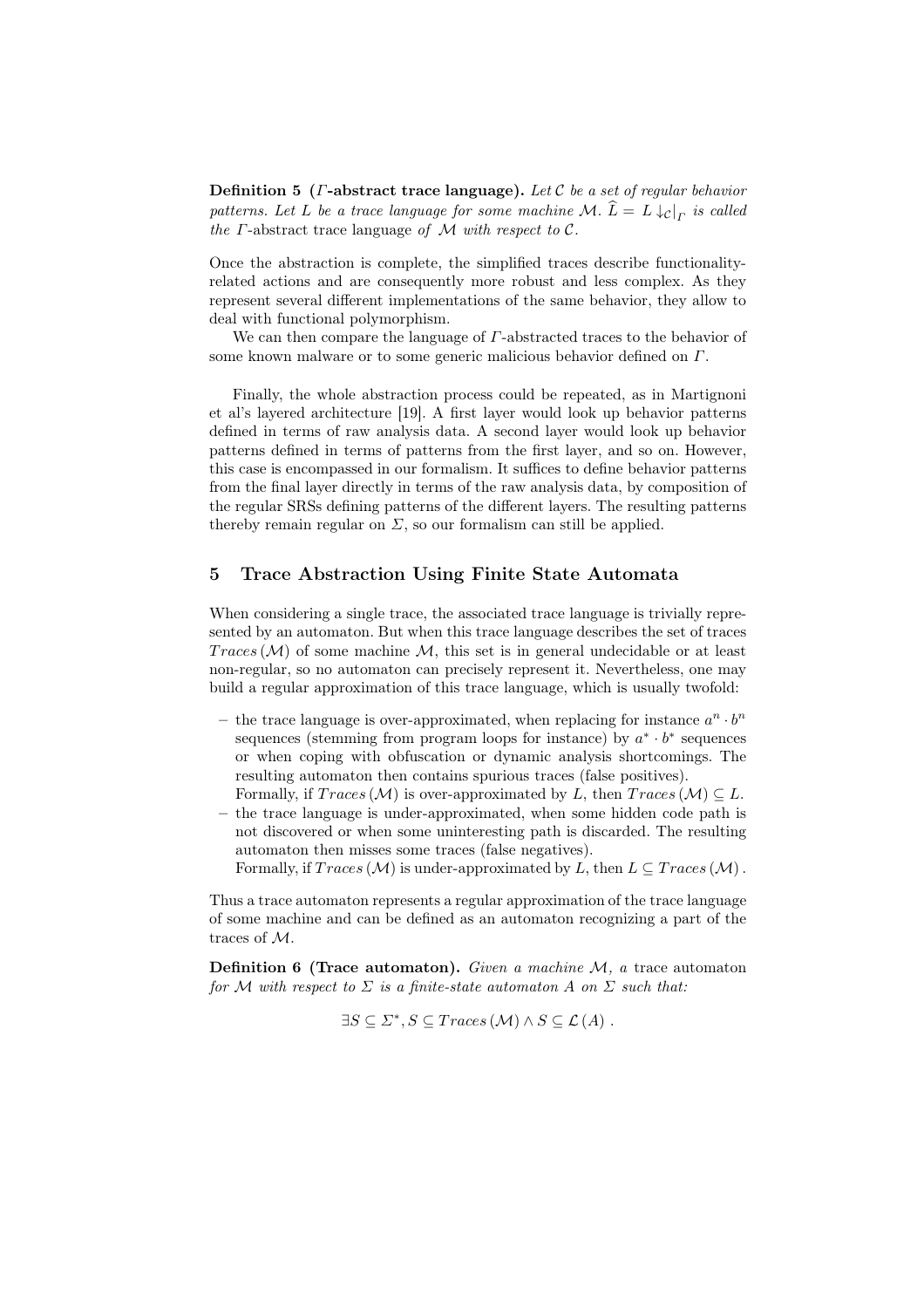**Definition 5 (*Γ*-abstract trace language).** *Let $\mathcal{C}$ be a set of regular behavior patterns. Let $L$ be a trace language for some machine $\mathcal{M}$. $\widehat{L} = L \downarrow_{\mathcal{C}}|_{\Gamma}$ is called the* Γ-abstract trace language *of $\mathcal{M}$ with respect to $\mathcal{C}$.*

Once the abstraction is complete, the simplified traces describe functionality-related actions and are consequently more robust and less complex. As they represent several different implementations of the same behavior, they allow to deal with functional polymorphism.

We can then compare the language of $\Gamma$-abstracted traces to the behavior of some known malware or to some generic malicious behavior defined on $\Gamma$.

Finally, the whole abstraction process could be repeated, as in Martignoni et al's layered architecture [19]. A first layer would look up behavior patterns defined in terms of raw analysis data. A second layer would look up behavior patterns defined in terms of patterns from the first layer, and so on. However, this case is encompassed in our formalism. It suffices to define behavior patterns from the final layer directly in terms of the raw analysis data, by composition of the regular SRSs defining patterns of the different layers. The resulting patterns thereby remain regular on $\Sigma$, so our formalism can still be applied.

## 5 Trace Abstraction Using Finite State Automata

When considering a single trace, the associated trace language is trivially represented by an automaton. But when this trace language describes the set of traces $Traces(\mathcal{M})$ of some machine $\mathcal{M}$, this set is in general undecidable or at least non-regular, so no automaton can precisely represent it. Nevertheless, one may build a regular approximation of this trace language, which is usually twofold:

- the trace language is over-approximated, when replacing for instance $a^n \cdot b^n$ sequences (stemming from program loops for instance) by $a^* \cdot b^*$ sequences or when coping with obfuscation or dynamic analysis shortcomings. The resulting automaton then contains spurious traces (false positives).
  Formally, if $Traces(\mathcal{M})$ is over-approximated by $L$, then $Traces(\mathcal{M}) \subseteq L$.
- the trace language is under-approximated, when some hidden code path is not discovered or when some uninteresting path is discarded. The resulting automaton then misses some traces (false negatives).
  Formally, if $Traces(\mathcal{M})$ is under-approximated by $L$, then $L \subseteq Traces(\mathcal{M})$.

Thus a trace automaton represents a regular approximation of the trace language of some machine and can be defined as an automaton recognizing a part of the traces of $\mathcal{M}$.

**Definition 6 (Trace automaton).** *Given a machine $\mathcal{M}$, a* trace automaton *for $\mathcal{M}$ with respect to $\Sigma$ is a finite-state automaton $A$ on $\Sigma$ such that:*

$$\exists S \subseteq \Sigma^*, S \subseteq Traces(\mathcal{M}) \wedge S \subseteq \mathcal{L}(A) .$$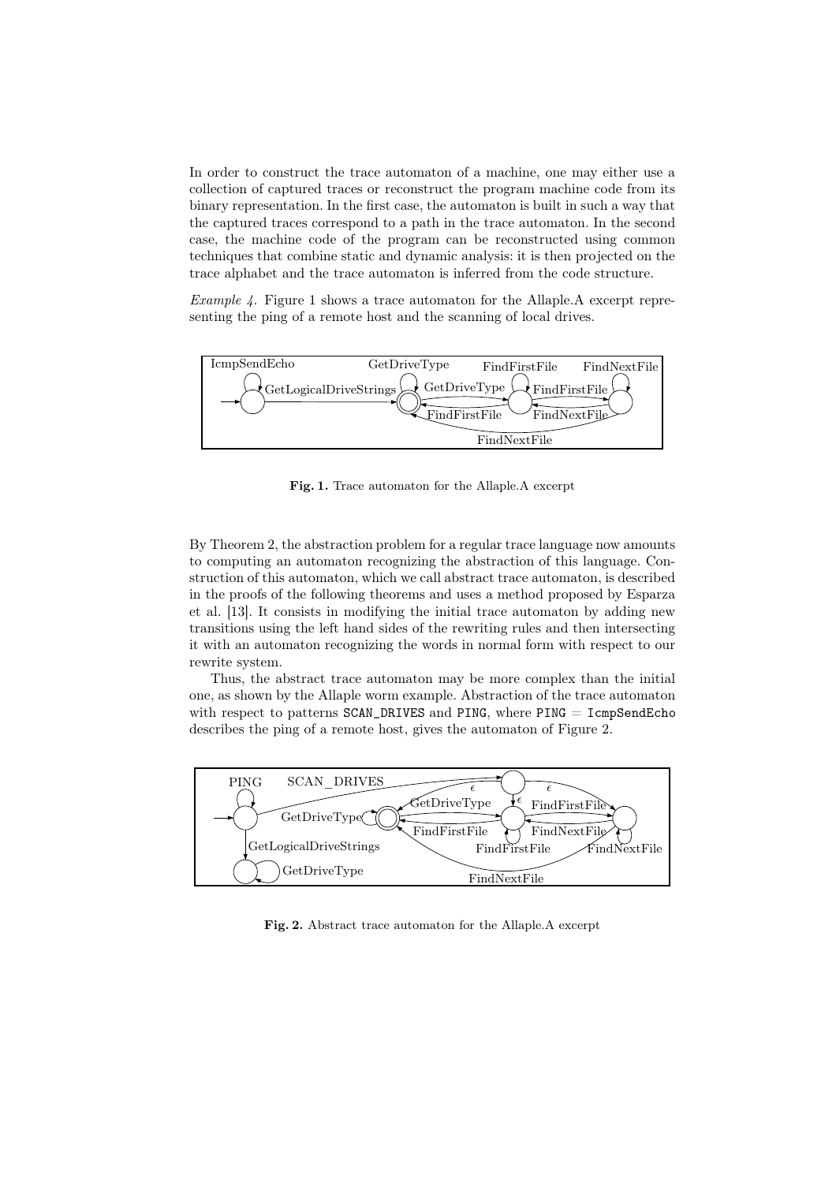In order to construct the trace automaton of a machine, one may either use a collection of captured traces or reconstruct the program machine code from its binary representation. In the first case, the automaton is built in such a way that the captured traces correspond to a path in the trace automaton. In the second case, the machine code of the program can be reconstructed using common techniques that combine static and dynamic analysis: it is then projected on the trace alphabet and the trace automaton is inferred from the code structure.

*Example 4.* Figure 1 shows a trace automaton for the Allaple.A excerpt representing the ping of a remote host and the scanning of local drives.

**Fig. 1.** Trace automaton for the Allaple.A excerpt

By Theorem 2, the abstraction problem for a regular trace language now amounts to computing an automaton recognizing the abstraction of this language. Construction of this automaton, which we call abstract trace automaton, is described in the proofs of the following theorems and uses a method proposed by Esparza et al. [13]. It consists in modifying the initial trace automaton by adding new transitions using the left hand sides of the rewriting rules and then intersecting it with an automaton recognizing the words in normal form with respect to our rewrite system.

Thus, the abstract trace automaton may be more complex than the initial one, as shown by the Allaple worm example. Abstraction of the trace automaton with respect to patterns `SCAN_DRIVES` and `PING`, where `PING` = `IcmpSendEcho` describes the ping of a remote host, gives the automaton of Figure 2.

**Fig. 2.** Abstract trace automaton for the Allaple.A excerpt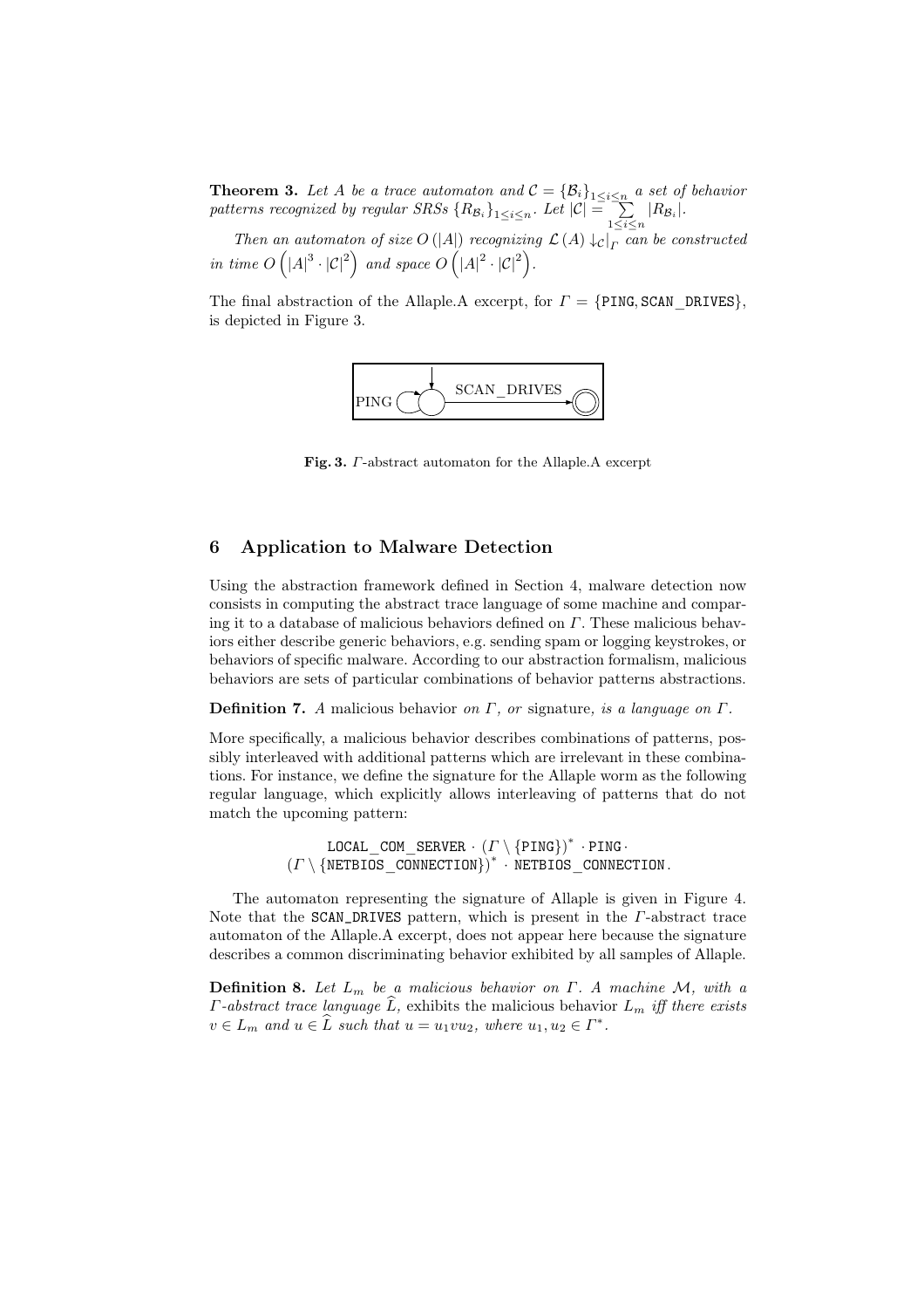**Theorem 3.** *Let $A$ be a trace automaton and $\mathcal{C} = \{\mathcal{B}_i\}_{1 \leq i \leq n}$ a set of behavior patterns recognized by regular SRSs $\{R_{\mathcal{B}_i}\}_{1 \leq i \leq n}$. Let $|\mathcal{C}| = \sum_{1 \leq i \leq n} |R_{\mathcal{B}_i}|$.*

*Then an automaton of size $O(|A|)$ recognizing $\mathcal{L}(A) \downarrow_{\mathcal{C}}|_{\Gamma}$ can be constructed in time $O\left(|A|^3 \cdot |\mathcal{C}|^2\right)$ and space $O\left(|A|^2 \cdot |\mathcal{C}|^2\right)$.*

The final abstraction of the Allaple.A excerpt, for $\Gamma = \{\texttt{PING}, \texttt{SCAN\_DRIVES}\}$, is depicted in Figure 3.

**Fig. 3.** $\Gamma$-abstract automaton for the Allaple.A excerpt

## 6 Application to Malware Detection

Using the abstraction framework defined in Section 4, malware detection now consists in computing the abstract trace language of some machine and comparing it to a database of malicious behaviors defined on $\Gamma$. These malicious behaviors either describe generic behaviors, e.g. sending spam or logging keystrokes, or behaviors of specific malware. According to our abstraction formalism, malicious behaviors are sets of particular combinations of behavior patterns abstractions.

**Definition 7.** *A* malicious behavior *on $\Gamma$, or* signature, *is a language on $\Gamma$.*

More specifically, a malicious behavior describes combinations of patterns, possibly interleaved with additional patterns which are irrelevant in these combinations. For instance, we define the signature for the Allaple worm as the following regular language, which explicitly allows interleaving of patterns that do not match the upcoming pattern:

$$\texttt{LOCAL\_COM\_SERVER} \cdot (\Gamma \setminus \{\texttt{PING}\})^* \cdot \texttt{PING} \cdot$$
$$(\Gamma \setminus \{\texttt{NETBIOS\_CONNECTION}\})^* \cdot \texttt{NETBIOS\_CONNECTION}.$$

The automaton representing the signature of Allaple is given in Figure 4. Note that the SCAN_DRIVES pattern, which is present in the $\Gamma$-abstract trace automaton of the Allaple.A excerpt, does not appear here because the signature describes a common discriminating behavior exhibited by all samples of Allaple.

**Definition 8.** *Let $L_m$ be a malicious behavior on $\Gamma$. A machine $\mathcal{M}$, with a $\Gamma$-abstract trace language $\widehat{L}$, exhibits the malicious behavior $L_m$ iff there exists $v \in L_m$ and $u \in \widehat{L}$ such that $u = u_1 v u_2$, where $u_1, u_2 \in \Gamma^*$.*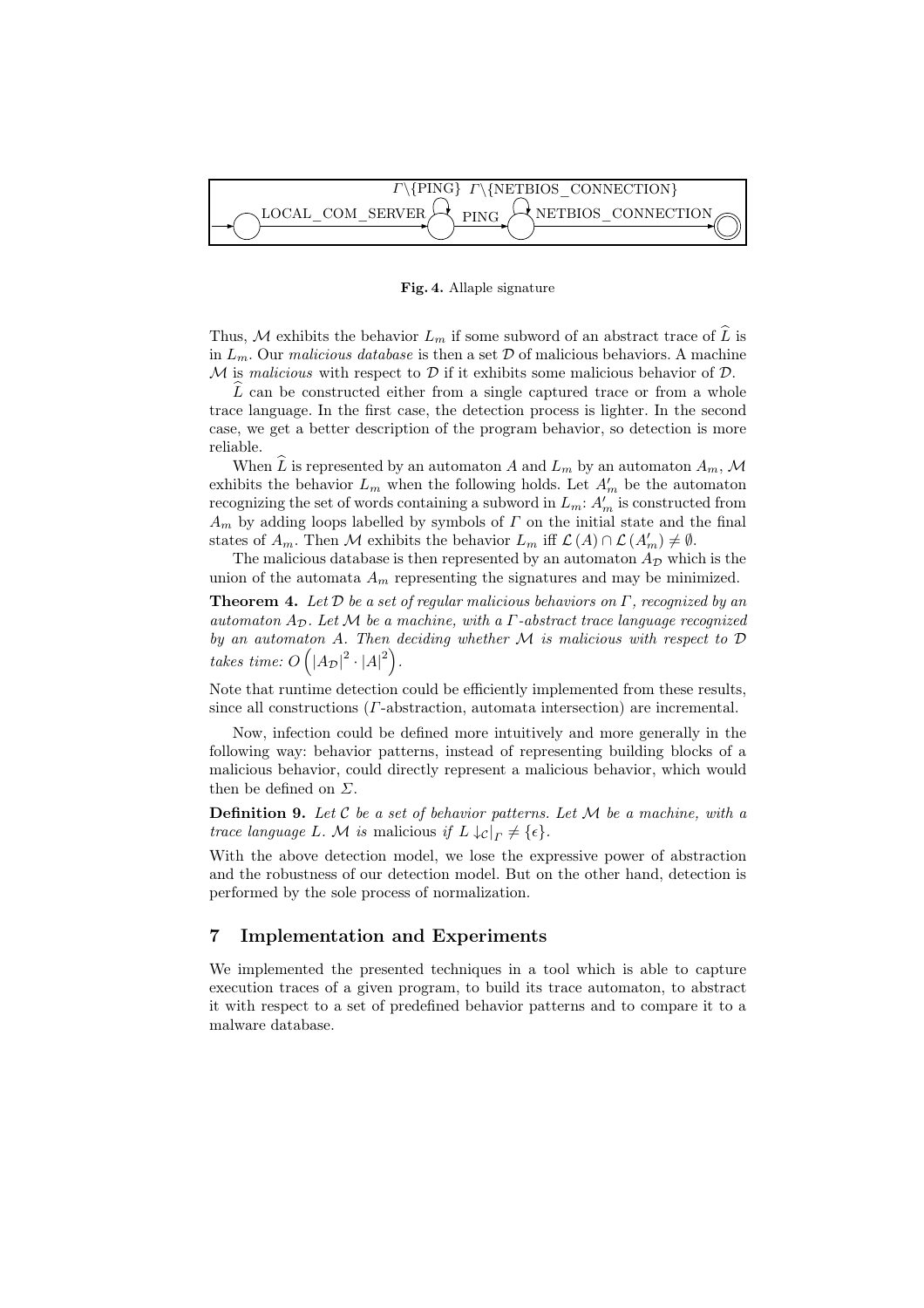Fig. 4. Allaple signature

Thus, $\mathcal{M}$ exhibits the behavior $L_m$ if some subword of an abstract trace of $\widehat{L}$ is in $L_m$. Our *malicious database* is then a set $\mathcal{D}$ of malicious behaviors. A machine $\mathcal{M}$ is *malicious* with respect to $\mathcal{D}$ if it exhibits some malicious behavior of $\mathcal{D}$.

$\widehat{L}$ can be constructed either from a single captured trace or from a whole trace language. In the first case, the detection process is lighter. In the second case, we get a better description of the program behavior, so detection is more reliable.

When $\widehat{L}$ is represented by an automaton $A$ and $L_m$ by an automaton $A_m$, $\mathcal{M}$ exhibits the behavior $L_m$ when the following holds. Let $A'_m$ be the automaton recognizing the set of words containing a subword in $L_m$: $A'_m$ is constructed from $A_m$ by adding loops labelled by symbols of $\Gamma$ on the initial state and the final states of $A_m$. Then $\mathcal{M}$ exhibits the behavior $L_m$ iff $\mathcal{L}(A) \cap \mathcal{L}(A'_m) \neq \emptyset$.

The malicious database is then represented by an automaton $A_\mathcal{D}$ which is the union of the automata $A_m$ representing the signatures and may be minimized.

**Theorem 4.** *Let $\mathcal{D}$ be a set of regular malicious behaviors on $\Gamma$, recognized by an automaton $A_\mathcal{D}$. Let $\mathcal{M}$ be a machine, with a $\Gamma$-abstract trace language recognized by an automaton $A$. Then deciding whether $\mathcal{M}$ is malicious with respect to $\mathcal{D}$ takes time: $O\left(|A_\mathcal{D}|^2 \cdot |A|^2\right)$.*

Note that runtime detection could be efficiently implemented from these results, since all constructions ($\Gamma$-abstraction, automata intersection) are incremental.

Now, infection could be defined more intuitively and more generally in the following way: behavior patterns, instead of representing building blocks of a malicious behavior, could directly represent a malicious behavior, which would then be defined on $\Sigma$.

**Definition 9.** *Let $\mathcal{C}$ be a set of behavior patterns. Let $\mathcal{M}$ be a machine, with a trace language $L$. $\mathcal{M}$ is* malicious *if $L \downarrow_\mathcal{C}|_\Gamma \neq \{\epsilon\}$.*

With the above detection model, we lose the expressive power of abstraction and the robustness of our detection model. But on the other hand, detection is performed by the sole process of normalization.

## 7 Implementation and Experiments

We implemented the presented techniques in a tool which is able to capture execution traces of a given program, to build its trace automaton, to abstract it with respect to a set of predefined behavior patterns and to compare it to a malware database.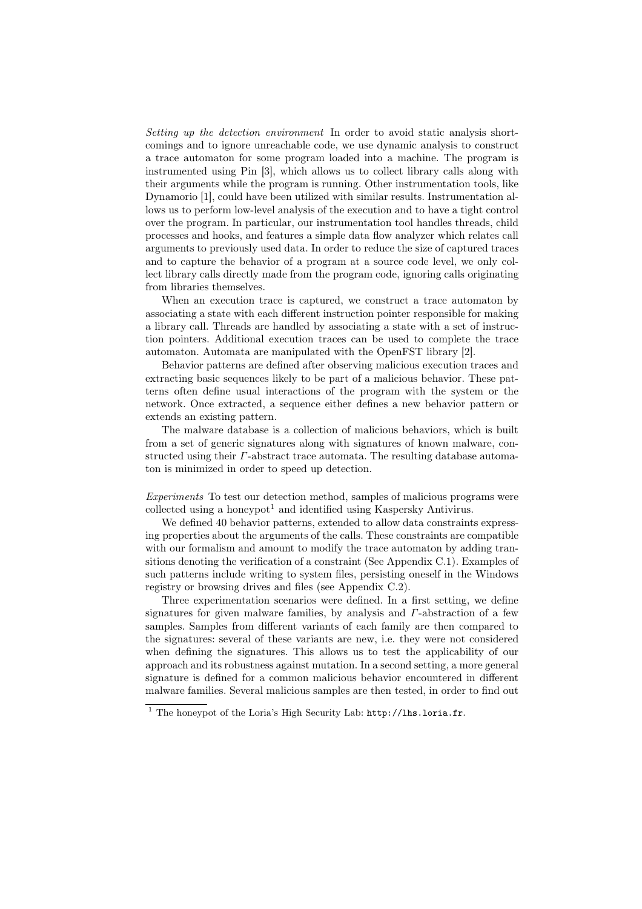*Setting up the detection environment* In order to avoid static analysis shortcomings and to ignore unreachable code, we use dynamic analysis to construct a trace automaton for some program loaded into a machine. The program is instrumented using Pin [3], which allows us to collect library calls along with their arguments while the program is running. Other instrumentation tools, like Dynamorio [1], could have been utilized with similar results. Instrumentation allows us to perform low-level analysis of the execution and to have a tight control over the program. In particular, our instrumentation tool handles threads, child processes and hooks, and features a simple data flow analyzer which relates call arguments to previously used data. In order to reduce the size of captured traces and to capture the behavior of a program at a source code level, we only collect library calls directly made from the program code, ignoring calls originating from libraries themselves.

When an execution trace is captured, we construct a trace automaton by associating a state with each different instruction pointer responsible for making a library call. Threads are handled by associating a state with a set of instruction pointers. Additional execution traces can be used to complete the trace automaton. Automata are manipulated with the OpenFST library [2].

Behavior patterns are defined after observing malicious execution traces and extracting basic sequences likely to be part of a malicious behavior. These patterns often define usual interactions of the program with the system or the network. Once extracted, a sequence either defines a new behavior pattern or extends an existing pattern.

The malware database is a collection of malicious behaviors, which is built from a set of generic signatures along with signatures of known malware, constructed using their $\Gamma$-abstract trace automata. The resulting database automaton is minimized in order to speed up detection.

*Experiments* To test our detection method, samples of malicious programs were collected using a honeypot[1] and identified using Kaspersky Antivirus.

We defined 40 behavior patterns, extended to allow data constraints expressing properties about the arguments of the calls. These constraints are compatible with our formalism and amount to modify the trace automaton by adding transitions denoting the verification of a constraint (See Appendix C.1). Examples of such patterns include writing to system files, persisting oneself in the Windows registry or browsing drives and files (see Appendix C.2).

Three experimentation scenarios were defined. In a first setting, we define signatures for given malware families, by analysis and $\Gamma$-abstraction of a few samples. Samples from different variants of each family are then compared to the signatures: several of these variants are new, i.e. they were not considered when defining the signatures. This allows us to test the applicability of our approach and its robustness against mutation. In a second setting, a more general signature is defined for a common malicious behavior encountered in different malware families. Several malicious samples are then tested, in order to find out

[1] The honeypot of the Loria's High Security Lab: http://lhs.loria.fr.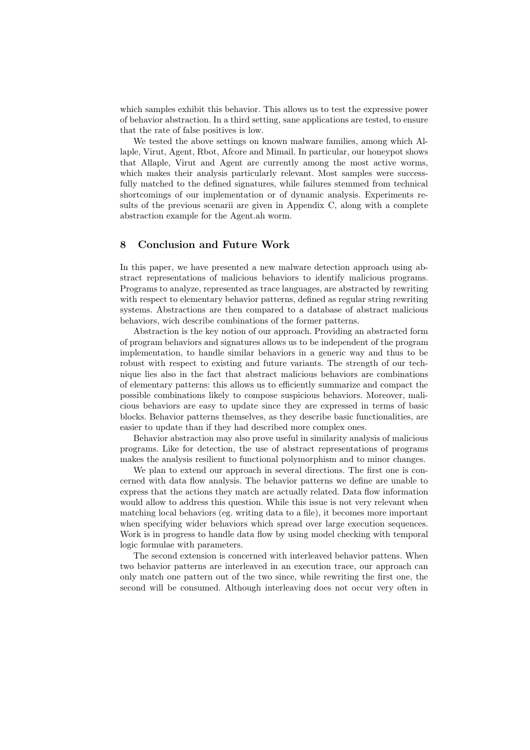which samples exhibit this behavior. This allows us to test the expressive power of behavior abstraction. In a third setting, sane applications are tested, to ensure that the rate of false positives is low.

We tested the above settings on known malware families, among which Allaple, Virut, Agent, Rbot, Afcore and Mimail. In particular, our honeypot shows that Allaple, Virut and Agent are currently among the most active worms, which makes their analysis particularly relevant. Most samples were successfully matched to the defined signatures, while failures stemmed from technical shortcomings of our implementation or of dynamic analysis. Experiments results of the previous scenarii are given in Appendix C, along with a complete abstraction example for the Agent.ah worm.

## 8 Conclusion and Future Work

In this paper, we have presented a new malware detection approach using abstract representations of malicious behaviors to identify malicious programs. Programs to analyze, represented as trace languages, are abstracted by rewriting with respect to elementary behavior patterns, defined as regular string rewriting systems. Abstractions are then compared to a database of abstract malicious behaviors, wich describe combinations of the former patterns.

Abstraction is the key notion of our approach. Providing an abstracted form of program behaviors and signatures allows us to be independent of the program implementation, to handle similar behaviors in a generic way and thus to be robust with respect to existing and future variants. The strength of our technique lies also in the fact that abstract malicious behaviors are combinations of elementary patterns: this allows us to efficiently summarize and compact the possible combinations likely to compose suspicious behaviors. Moreover, malicious behaviors are easy to update since they are expressed in terms of basic blocks. Behavior patterns themselves, as they describe basic functionalities, are easier to update than if they had described more complex ones.

Behavior abstraction may also prove useful in similarity analysis of malicious programs. Like for detection, the use of abstract representations of programs makes the analysis resilient to functional polymorphism and to minor changes.

We plan to extend our approach in several directions. The first one is concerned with data flow analysis. The behavior patterns we define are unable to express that the actions they match are actually related. Data flow information would allow to address this question. While this issue is not very relevant when matching local behaviors (eg. writing data to a file), it becomes more important when specifying wider behaviors which spread over large execution sequences. Work is in progress to handle data flow by using model checking with temporal logic formulae with parameters.

The second extension is concerned with interleaved behavior pattens. When two behavior patterns are interleaved in an execution trace, our approach can only match one pattern out of the two since, while rewriting the first one, the second will be consumed. Although interleaving does not occur very often in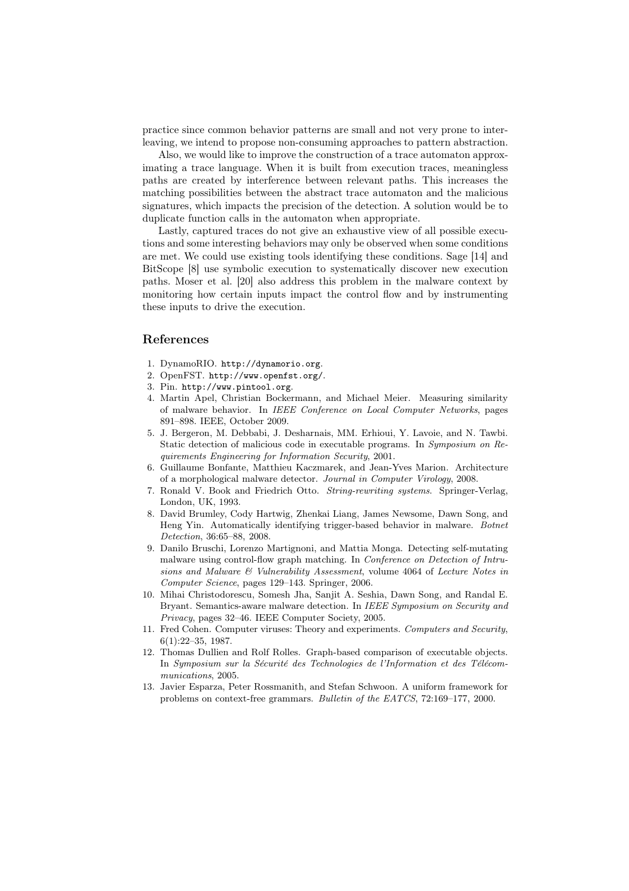practice since common behavior patterns are small and not very prone to interleaving, we intend to propose non-consuming approaches to pattern abstraction.

Also, we would like to improve the construction of a trace automaton approximating a trace language. When it is built from execution traces, meaningless paths are created by interference between relevant paths. This increases the matching possibilities between the abstract trace automaton and the malicious signatures, which impacts the precision of the detection. A solution would be to duplicate function calls in the automaton when appropriate.

Lastly, captured traces do not give an exhaustive view of all possible executions and some interesting behaviors may only be observed when some conditions are met. We could use existing tools identifying these conditions. Sage [14] and BitScope [8] use symbolic execution to systematically discover new execution paths. Moser et al. [20] also address this problem in the malware context by monitoring how certain inputs impact the control flow and by instrumenting these inputs to drive the execution.

## References

1. DynamoRIO. `http://dynamorio.org`.
2. OpenFST. `http://www.openfst.org/`.
3. Pin. `http://www.pintool.org`.
4. Martin Apel, Christian Bockermann, and Michael Meier. Measuring similarity of malware behavior. In *IEEE Conference on Local Computer Networks*, pages 891–898. IEEE, October 2009.
5. J. Bergeron, M. Debbabi, J. Desharnais, MM. Erhioui, Y. Lavoie, and N. Tawbi. Static detection of malicious code in executable programs. In *Symposium on Requirements Engineering for Information Security*, 2001.
6. Guillaume Bonfante, Matthieu Kaczmarek, and Jean-Yves Marion. Architecture of a morphological malware detector. *Journal in Computer Virology*, 2008.
7. Ronald V. Book and Friedrich Otto. *String-rewriting systems*. Springer-Verlag, London, UK, 1993.
8. David Brumley, Cody Hartwig, Zhenkai Liang, James Newsome, Dawn Song, and Heng Yin. Automatically identifying trigger-based behavior in malware. *Botnet Detection*, 36:65–88, 2008.
9. Danilo Bruschi, Lorenzo Martignoni, and Mattia Monga. Detecting self-mutating malware using control-flow graph matching. In *Conference on Detection of Intrusions and Malware & Vulnerability Assessment*, volume 4064 of *Lecture Notes in Computer Science*, pages 129–143. Springer, 2006.
10. Mihai Christodorescu, Somesh Jha, Sanjit A. Seshia, Dawn Song, and Randal E. Bryant. Semantics-aware malware detection. In *IEEE Symposium on Security and Privacy*, pages 32–46. IEEE Computer Society, 2005.
11. Fred Cohen. Computer viruses: Theory and experiments. *Computers and Security*, 6(1):22–35, 1987.
12. Thomas Dullien and Rolf Rolles. Graph-based comparison of executable objects. In *Symposium sur la Sécurité des Technologies de l'Information et des Télécommunications*, 2005.
13. Javier Esparza, Peter Rossmanith, and Stefan Schwoon. A uniform framework for problems on context-free grammars. *Bulletin of the EATCS*, 72:169–177, 2000.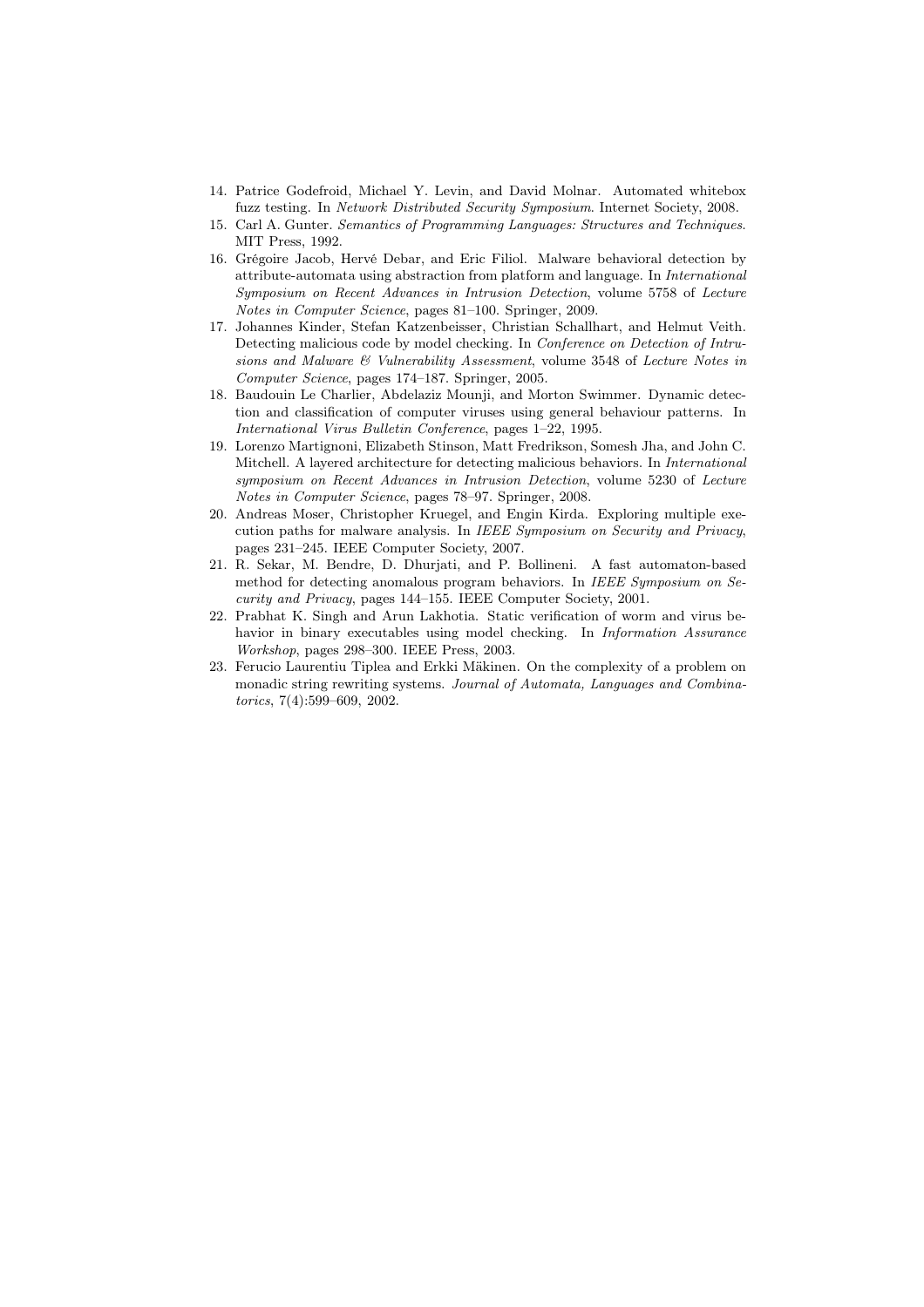14. Patrice Godefroid, Michael Y. Levin, and David Molnar. Automated whitebox fuzz testing. In *Network Distributed Security Symposium*. Internet Society, 2008.
15. Carl A. Gunter. *Semantics of Programming Languages: Structures and Techniques*. MIT Press, 1992.
16. Grégoire Jacob, Hervé Debar, and Eric Filiol. Malware behavioral detection by attribute-automata using abstraction from platform and language. In *International Symposium on Recent Advances in Intrusion Detection*, volume 5758 of *Lecture Notes in Computer Science*, pages 81–100. Springer, 2009.
17. Johannes Kinder, Stefan Katzenbeisser, Christian Schallhart, and Helmut Veith. Detecting malicious code by model checking. In *Conference on Detection of Intrusions and Malware & Vulnerability Assessment*, volume 3548 of *Lecture Notes in Computer Science*, pages 174–187. Springer, 2005.
18. Baudouin Le Charlier, Abdelaziz Mounji, and Morton Swimmer. Dynamic detection and classification of computer viruses using general behaviour patterns. In *International Virus Bulletin Conference*, pages 1–22, 1995.
19. Lorenzo Martignoni, Elizabeth Stinson, Matt Fredrikson, Somesh Jha, and John C. Mitchell. A layered architecture for detecting malicious behaviors. In *International symposium on Recent Advances in Intrusion Detection*, volume 5230 of *Lecture Notes in Computer Science*, pages 78–97. Springer, 2008.
20. Andreas Moser, Christopher Kruegel, and Engin Kirda. Exploring multiple execution paths for malware analysis. In *IEEE Symposium on Security and Privacy*, pages 231–245. IEEE Computer Society, 2007.
21. R. Sekar, M. Bendre, D. Dhurjati, and P. Bollineni. A fast automaton-based method for detecting anomalous program behaviors. In *IEEE Symposium on Security and Privacy*, pages 144–155. IEEE Computer Society, 2001.
22. Prabhat K. Singh and Arun Lakhotia. Static verification of worm and virus behavior in binary executables using model checking. In *Information Assurance Workshop*, pages 298–300. IEEE Press, 2003.
23. Ferucio Laurentiu Tiplea and Erkki Mäkinen. On the complexity of a problem on monadic string rewriting systems. *Journal of Automata, Languages and Combinatorics*, 7(4):599–609, 2002.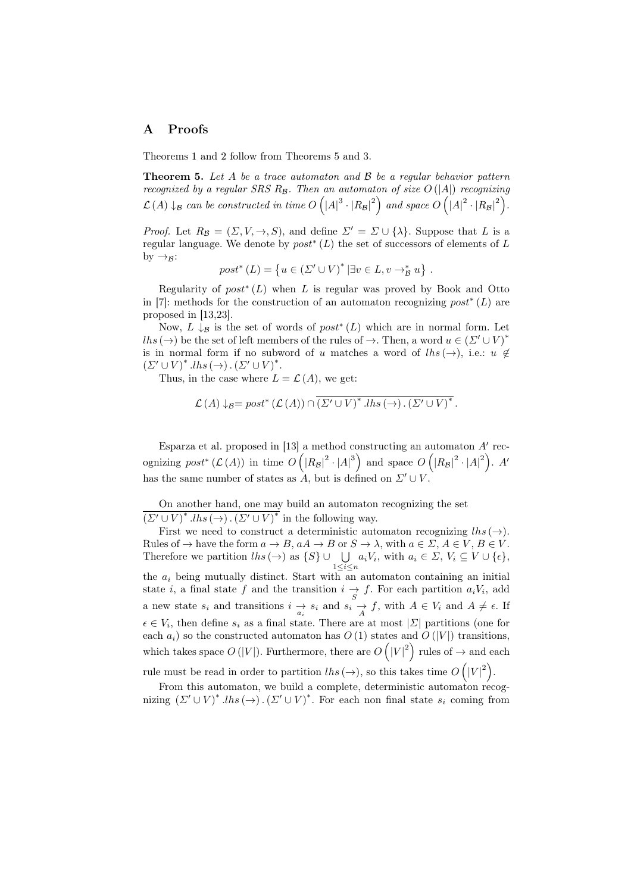## A Proofs

Theorems 1 and 2 follow from Theorems 5 and 3.

**Theorem 5.** *Let $A$ be a trace automaton and $\mathcal{B}$ be a regular behavior pattern recognized by a regular SRS $R_{\mathcal{B}}$. Then an automaton of size $O(|A|)$ recognizing $\mathcal{L}(A)\downarrow_{\mathcal{B}}$ can be constructed in time $O\left(|A|^3 \cdot |R_{\mathcal{B}}|^2\right)$ and space $O\left(|A|^2 \cdot |R_{\mathcal{B}}|^2\right)$.*

*Proof.* Let $R_{\mathcal{B}} = (\Sigma, V, \rightarrow, S)$, and define $\Sigma' = \Sigma \cup \{\lambda\}$. Suppose that $L$ is a regular language. We denote by $post^*(L)$ the set of successors of elements of $L$ by $\rightarrow_{\mathcal{B}}$:

$$post^*(L) = \left\{u \in (\Sigma' \cup V)^* \,|\, \exists v \in L, v \rightarrow_{\mathcal{B}}^* u\right\}.$$

Regularity of $post^*(L)$ when $L$ is regular was proved by Book and Otto in [7]: methods for the construction of an automaton recognizing $post^*(L)$ are proposed in [13,23].

Now, $L\downarrow_{\mathcal{B}}$ is the set of words of $post^*(L)$ which are in normal form. Let $lhs(\rightarrow)$ be the set of left members of the rules of $\rightarrow$. Then, a word $u \in (\Sigma' \cup V)^*$ is in normal form if no subword of $u$ matches a word of $lhs(\rightarrow)$, i.e.: $u \notin (\Sigma' \cup V)^* . lhs(\rightarrow) . (\Sigma' \cup V)^*$.

Thus, in the case where $L = \mathcal{L}(A)$, we get:

$$\mathcal{L}(A)\downarrow_{\mathcal{B}} = post^*(\mathcal{L}(A)) \cap \overline{(\Sigma' \cup V)^* . lhs(\rightarrow) . (\Sigma' \cup V)^*}.$$

Esparza et al. proposed in [13] a method constructing an automaton $A'$ recognizing $post^*(\mathcal{L}(A))$ in time $O\left(|R_{\mathcal{B}}|^2 \cdot |A|^3\right)$ and space $O\left(|R_{\mathcal{B}}|^2 \cdot |A|^2\right)$. $A'$ has the same number of states as $A$, but is defined on $\Sigma' \cup V$.

On another hand, one may build an automaton recognizing the set $\overline{(\Sigma' \cup V)^* . lhs(\rightarrow) . (\Sigma' \cup V)^*}$ in the following way.

First we need to construct a deterministic automaton recognizing $lhs(\rightarrow)$. Rules of $\rightarrow$ have the form $a \rightarrow B$, $aA \rightarrow B$ or $S \rightarrow \lambda$, with $a \in \Sigma$, $A \in V$, $B \in V$. Therefore we partition $lhs(\rightarrow)$ as $\{S\} \cup \bigcup_{1 \leq i \leq n} a_i V_i$, with $a_i \in \Sigma$, $V_i \subseteq V \cup \{\epsilon\}$, the $a_i$ being mutually distinct. Start with an automaton containing an initial state $i$, a final state $f$ and the transition $i \underset{S}{\rightarrow} f$. For each partition $a_i V_i$, add a new state $s_i$ and transitions $i \underset{a_i}{\rightarrow} s_i$ and $s_i \underset{A}{\rightarrow} f$, with $A \in V_i$ and $A \neq \epsilon$. If $\epsilon \in V_i$, then define $s_i$ as a final state. There are at most $|\Sigma|$ partitions (one for each $a_i$) so the constructed automaton has $O(1)$ states and $O(|V|)$ transitions, which takes space $O(|V|)$. Furthermore, there are $O\left(|V|^2\right)$ rules of $\rightarrow$ and each rule must be read in order to partition $lhs(\rightarrow)$, so this takes time $O\left(|V|^2\right)$.

From this automaton, we build a complete, deterministic automaton recognizing $(\Sigma' \cup V)^* . lhs(\rightarrow) . (\Sigma' \cup V)^*$. For each non final state $s_i$ coming from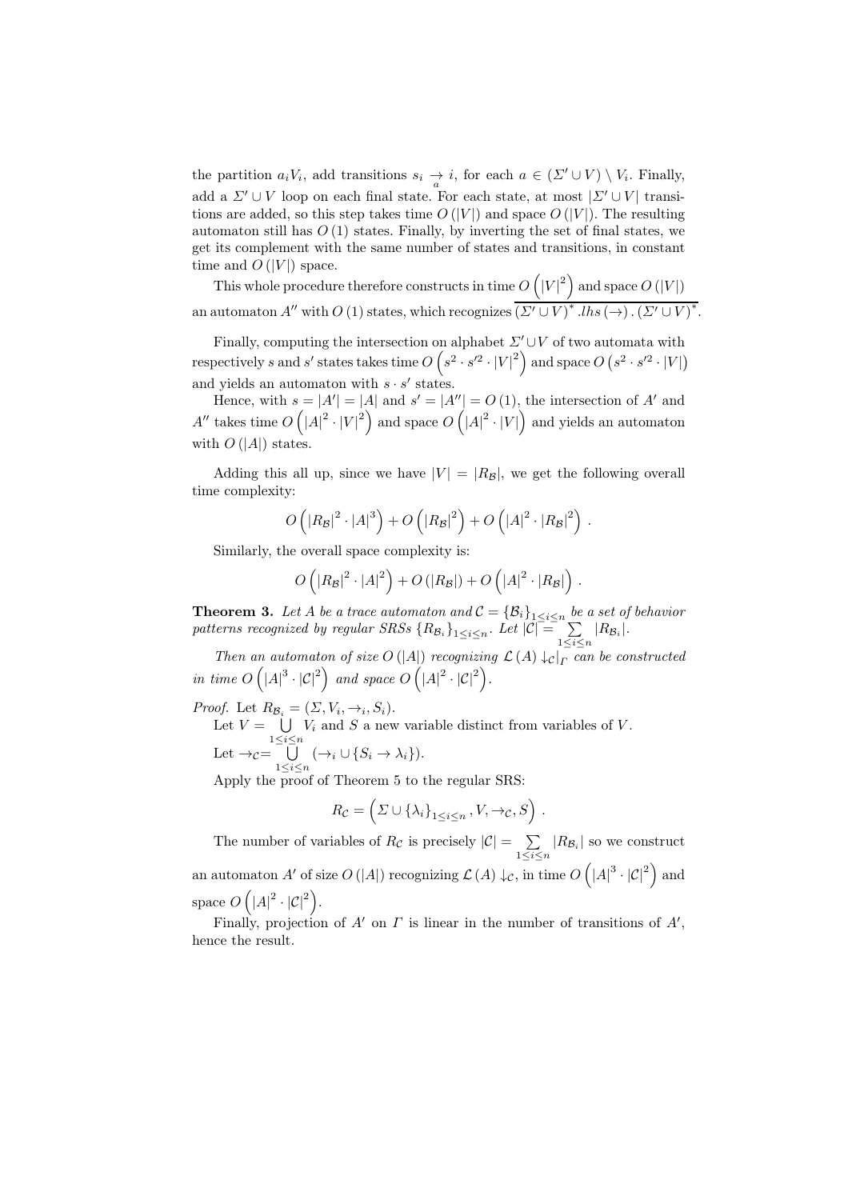the partition $a_i V_i$, add transitions $s_i \underset{a}{\rightarrow} i$, for each $a \in (\Sigma' \cup V) \setminus V_i$. Finally, add a $\Sigma' \cup V$ loop on each final state. For each state, at most $|\Sigma' \cup V|$ transitions are added, so this step takes time $O(|V|)$ and space $O(|V|)$. The resulting automaton still has $O(1)$ states. Finally, by inverting the set of final states, we get its complement with the same number of states and transitions, in constant time and $O(|V|)$ space.

This whole procedure therefore constructs in time $O\left(|V|^2\right)$ and space $O(|V|)$ an automaton $A''$ with $O(1)$ states, which recognizes $\overline{(\Sigma' \cup V)^* . lhs(\rightarrow) . (\Sigma' \cup V)^*}$.

Finally, computing the intersection on alphabet $\Sigma' \cup V$ of two automata with respectively $s$ and $s'$ states takes time $O\left(s^2 \cdot s'^2 \cdot |V|^2\right)$ and space $O\left(s^2 \cdot s'^2 \cdot |V|\right)$ and yields an automaton with $s \cdot s'$ states.

Hence, with $s = |A'| = |A|$ and $s' = |A''| = O(1)$, the intersection of $A'$ and $A''$ takes time $O\left(|A|^2 \cdot |V|^2\right)$ and space $O\left(|A|^2 \cdot |V|\right)$ and yields an automaton with $O(|A|)$ states.

Adding this all up, since we have $|V| = |R_{\mathcal{B}}|$, we get the following overall time complexity:

$$O\left(|R_{\mathcal{B}}|^2 \cdot |A|^3\right) + O\left(|R_{\mathcal{B}}|^2\right) + O\left(|A|^2 \cdot |R_{\mathcal{B}}|^2\right) .$$

Similarly, the overall space complexity is:

$$O\left(|R_{\mathcal{B}}|^2 \cdot |A|^2\right) + O(|R_{\mathcal{B}}|) + O\left(|A|^2 \cdot |R_{\mathcal{B}}|\right) .$$

**Theorem 3.** *Let $A$ be a trace automaton and $\mathcal{C} = \{\mathcal{B}_i\}_{1 \leq i \leq n}$ be a set of behavior patterns recognized by regular SRSs $\{R_{\mathcal{B}_i}\}_{1 \leq i \leq n}$. Let $|\mathcal{C}| = \sum_{1 \leq i \leq n} |R_{\mathcal{B}_i}|$.*

*Then an automaton of size $O(|A|)$ recognizing $\mathcal{L}(A) \downarrow_{\mathcal{C}}|_{\Gamma}$ can be constructed in time $O\left(|A|^3 \cdot |\mathcal{C}|^2\right)$ and space $O\left(|A|^2 \cdot |\mathcal{C}|^2\right)$.*

*Proof.* Let $R_{\mathcal{B}_i} = (\Sigma, V_i, \rightarrow_i, S_i)$.

Let $V = \bigcup_{1 \leq i \leq n} V_i$ and $S$ a new variable distinct from variables of $V$.

Let $\rightarrow_{\mathcal{C}} = \bigcup_{1 \leq i \leq n} (\rightarrow_i \cup \{S_i \rightarrow \lambda_i\})$.

Apply the proof of Theorem 5 to the regular SRS:

$$R_{\mathcal{C}} = \left(\Sigma \cup \{\lambda_i\}_{1 \leq i \leq n}, V, \rightarrow_{\mathcal{C}}, S\right) .$$

The number of variables of $R_{\mathcal{C}}$ is precisely $|\mathcal{C}| = \sum_{1 \leq i \leq n} |R_{\mathcal{B}_i}|$ so we construct an automaton $A'$ of size $O(|A|)$ recognizing $\mathcal{L}(A) \downarrow_{\mathcal{C}}$, in time $O\left(|A|^3 \cdot |\mathcal{C}|^2\right)$ and space $O\left(|A|^2 \cdot |\mathcal{C}|^2\right)$.

Finally, projection of $A'$ on $\Gamma$ is linear in the number of transitions of $A'$, hence the result.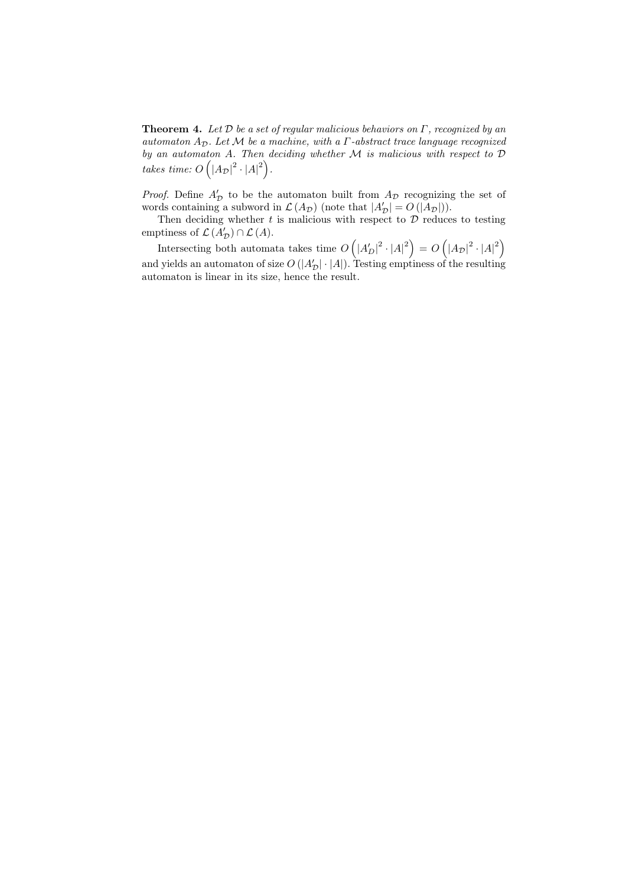**Theorem 4.** *Let $\mathcal{D}$ be a set of regular malicious behaviors on $\Gamma$, recognized by an automaton $A_{\mathcal{D}}$. Let $\mathcal{M}$ be a machine, with a $\Gamma$-abstract trace language recognized by an automaton $A$. Then deciding whether $\mathcal{M}$ is malicious with respect to $\mathcal{D}$ takes time: $O\left(|A_{\mathcal{D}}|^2 \cdot |A|^2\right)$.*

*Proof.* Define $A'_{\mathcal{D}}$ to be the automaton built from $A_{\mathcal{D}}$ recognizing the set of words containing a subword in $\mathcal{L}(A_{\mathcal{D}})$ (note that $|A'_{\mathcal{D}}| = O(|A_{\mathcal{D}}|)$).

Then deciding whether $t$ is malicious with respect to $\mathcal{D}$ reduces to testing emptiness of $\mathcal{L}(A'_{\mathcal{D}}) \cap \mathcal{L}(A)$.

Intersecting both automata takes time $O\left(|A'_{\mathcal{D}}|^2 \cdot |A|^2\right) = O\left(|A_{\mathcal{D}}|^2 \cdot |A|^2\right)$ and yields an automaton of size $O(|A'_{\mathcal{D}}| \cdot |A|)$. Testing emptiness of the resulting automaton is linear in its size, hence the result.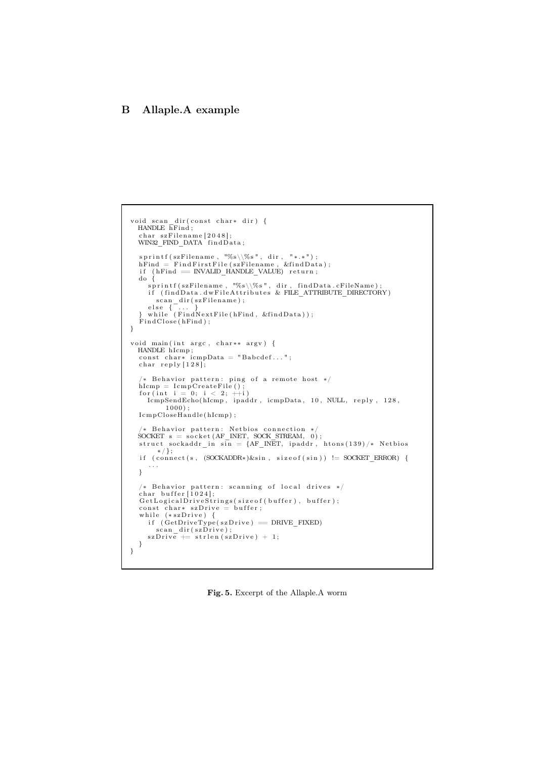## B Allaple.A example

```
void scan_dir(const char* dir) {
  HANDLE hFind;
  char szFilename[2048];
  WIN32_FIND_DATA findData;

  sprintf(szFilename, "%s\\%s", dir, "*.*");
  hFind = FindFirstFile(szFilename, &findData);
  if (hFind == INVALID_HANDLE_VALUE) return;
  do {
    sprintf(szFilename, "%s\\%s", dir, findData.cFileName);
    if (findData.dwFileAttributes & FILE_ATTRIBUTE_DIRECTORY)
      scan_dir(szFilename);
    else { ... }
  } while (FindNextFile(hFind, &findData));
  FindClose(hFind);
}

void main(int argc, char** argv) {
  HANDLE hIcmp;
  const char* icmpData = "Babcdef...";
  char reply[128];

  /* Behavior pattern: ping of a remote host */
  hIcmp = IcmpCreateFile();
  for(int i = 0; i < 2; ++i)
    IcmpSendEcho(hIcmp, ipaddr, icmpData, 10, NULL, reply, 128,
        1000);
  IcmpCloseHandle(hIcmp);

  /* Behavior pattern: Netbios connection */
  SOCKET s = socket(AF_INET, SOCK_STREAM, 0);
  struct sockaddr_in sin = {AF_INET, ipaddr, htons(139)/* Netbios
      */};
  if (connect(s, (SOCKADDR*)&sin, sizeof(sin)) != SOCKET_ERROR) {
    ...
  }

  /* Behavior pattern: scanning of local drives */
  char buffer[1024];
  GetLogicalDriveStrings(sizeof(buffer), buffer);
  const char* szDrive = buffer;
  while (*szDrive) {
    if (GetDriveType(szDrive) == DRIVE_FIXED)
      scan_dir(szDrive);
    szDrive += strlen(szDrive) + 1;
  }
}
```

**Fig. 5.** Excerpt of the Allaple.A worm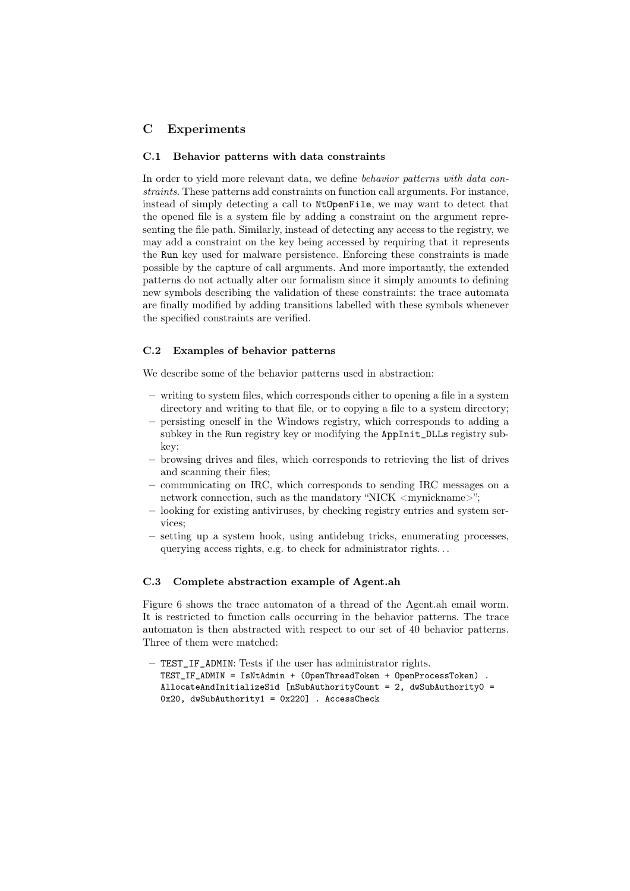## C Experiments

### C.1 Behavior patterns with data constraints

In order to yield more relevant data, we define *behavior patterns with data constraints*. These patterns add constraints on function call arguments. For instance, instead of simply detecting a call to `NtOpenFile`, we may want to detect that the opened file is a system file by adding a constraint on the argument representing the file path. Similarly, instead of detecting any access to the registry, we may add a constraint on the key being accessed by requiring that it represents the `Run` key used for malware persistence. Enforcing these constraints is made possible by the capture of call arguments. And more importantly, the extended patterns do not actually alter our formalism since it simply amounts to defining new symbols describing the validation of these constraints: the trace automata are finally modified by adding transitions labelled with these symbols whenever the specified constraints are verified.

### C.2 Examples of behavior patterns

We describe some of the behavior patterns used in abstraction:

- writing to system files, which corresponds either to opening a file in a system directory and writing to that file, or to copying a file to a system directory;
- persisting oneself in the Windows registry, which corresponds to adding a subkey in the `Run` registry key or modifying the `AppInit_DLLs` registry subkey;
- browsing drives and files, which corresponds to retrieving the list of drives and scanning their files;
- communicating on IRC, which corresponds to sending IRC messages on a network connection, such as the mandatory "NICK <mynickname>";
- looking for existing antiviruses, by checking registry entries and system services;
- setting up a system hook, using antidebug tricks, enumerating processes, querying access rights, e.g. to check for administrator rights...

### C.3 Complete abstraction example of Agent.ah

Figure 6 shows the trace automaton of a thread of the Agent.ah email worm. It is restricted to function calls occurring in the behavior patterns. The trace automaton is then abstracted with respect to our set of 40 behavior patterns. Three of them were matched:

- `TEST_IF_ADMIN`: Tests if the user has administrator rights.
  `TEST_IF_ADMIN = IsNtAdmin + (OpenThreadToken + OpenProcessToken) . AllocateAndInitializeSid [nSubAuthorityCount = 2, dwSubAuthority0 = 0x20, dwSubAuthority1 = 0x220] . AccessCheck`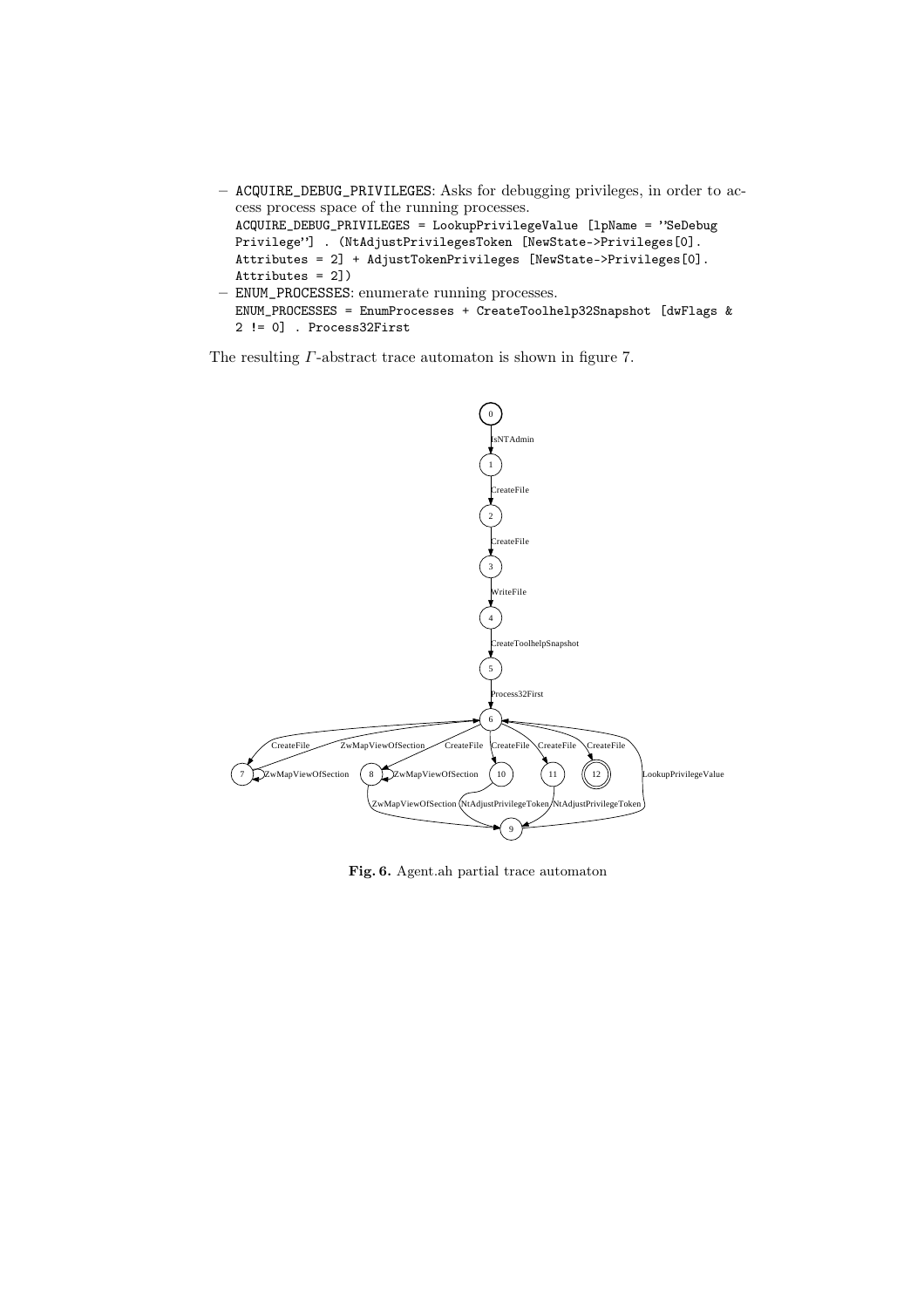- ACQUIRE_DEBUG_PRIVILEGES: Asks for debugging privileges, in order to access process space of the running processes.
  ```
  ACQUIRE_DEBUG_PRIVILEGES = LookupPrivilegeValue [lpName = ''SeDebug
  Privilege''] . (NtAdjustPrivilegesToken [NewState->Privileges[0].
  Attributes = 2] + AdjustTokenPrivileges [NewState->Privileges[0].
  Attributes = 2])
  ```
- ENUM_PROCESSES: enumerate running processes.
  ```
  ENUM_PROCESSES = EnumProcesses + CreateToolhelp32Snapshot [dwFlags &
  2 != 0] . Process32First
  ```

The resulting $\Gamma$-abstract trace automaton is shown in figure 7.

**Fig. 6.** Agent.ah partial trace automaton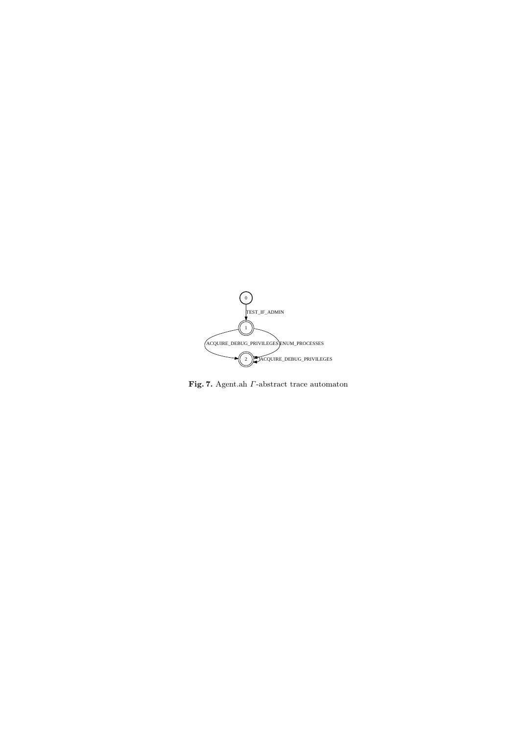0

TEST_IF_ADMIN

1

ACQUIRE_DEBUG_PRIVILEGES

ENUM_PROCESSES

2

ACQUIRE_DEBUG_PRIVILEGES

**Fig. 7.** Agent.ah $\Gamma$-abstract trace automaton